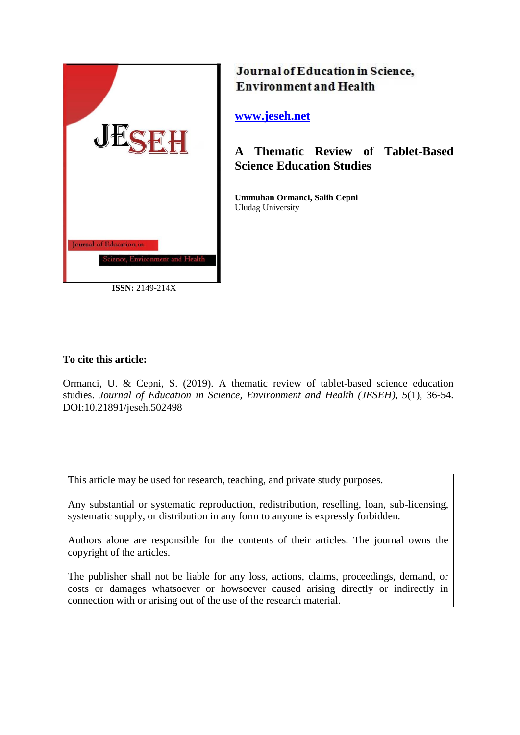JESEH

Journal of Education in Science, Environment and Health

**ISSN:** 2149-214X

**Journal of Education in Science, Environment and Health**

[www.jeseh.net](http://www.jeseh.net)

# A Thematic Review of Tablet-Based Science Education Studies

**Ummuhan Ormanci, Salih Cepni**
Uludag University

**To cite this article:**

Ormanci, U. & Cepni, S. (2019). A thematic review of tablet-based science education studies. *Journal of Education in Science, Environment and Health (JESEH), 5*(1), 36-54. DOI:10.21891/jeseh.502498

This article may be used for research, teaching, and private study purposes.

Any substantial or systematic reproduction, redistribution, reselling, loan, sub-licensing, systematic supply, or distribution in any form to anyone is expressly forbidden.

Authors alone are responsible for the contents of their articles. The journal owns the copyright of the articles.

The publisher shall not be liable for any loss, actions, claims, proceedings, demand, or costs or damages whatsoever or howsoever caused arising directly or indirectly in connection with or arising out of the use of the research material.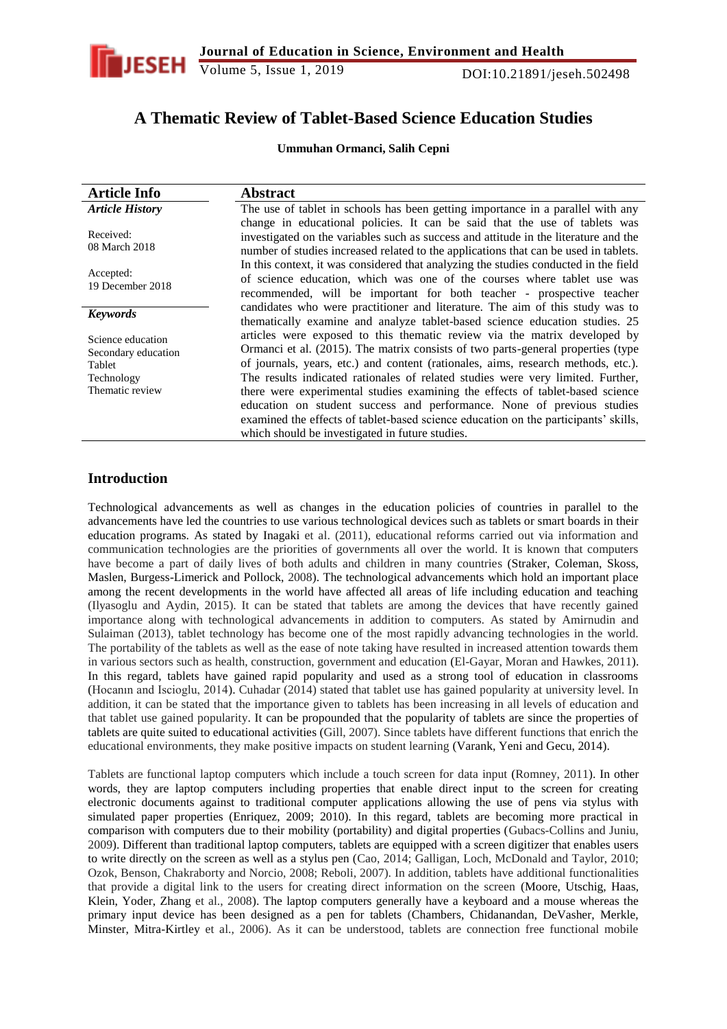# A Thematic Review of Tablet-Based Science Education Studies

**Ummuhan Ormanci, Salih Cepni**

| Article Info | Abstract |
|---|---|
| ***Article History*** <br><br> Received: <br> 08 March 2018 <br><br> Accepted: <br> 19 December 2018 <br><br> ***Keywords*** <br><br> Science education <br> Secondary education <br> Tablet <br> Technology <br> Thematic review | The use of tablet in schools has been getting importance in a parallel with any change in educational policies. It can be said that the use of tablets was investigated on the variables such as success and attitude in the literature and the number of studies increased related to the applications that can be used in tablets. In this context, it was considered that analyzing the studies conducted in the field of science education, which was one of the courses where tablet use was recommended, will be important for both teacher - prospective teacher candidates who were practitioner and literature. The aim of this study was to thematically examine and analyze tablet-based science education studies. 25 articles were exposed to this thematic review via the matrix developed by Ormanci et al. (2015). The matrix consists of two parts-general properties (type of journals, years, etc.) and content (rationales, aims, research methods, etc.). The results indicated rationales of related studies were very limited. Further, there were experimental studies examining the effects of tablet-based science education on student success and performance. None of previous studies examined the effects of tablet-based science education on the participants' skills, which should be investigated in future studies. |

## Introduction

Technological advancements as well as changes in the education policies of countries in parallel to the advancements have led the countries to use various technological devices such as tablets or smart boards in their education programs. As stated by Inagaki et al. (2011), educational reforms carried out via information and communication technologies are the priorities of governments all over the world. It is known that computers have become a part of daily lives of both adults and children in many countries (Straker, Coleman, Skoss, Maslen, Burgess-Limerick and Pollock, 2008). The technological advancements which hold an important place among the recent developments in the world have affected all areas of life including education and teaching (Ilyasoglu and Aydin, 2015). It can be stated that tablets are among the devices that have recently gained importance along with technological advancements in addition to computers. As stated by Amirnudin and Sulaiman (2013), tablet technology has become one of the most rapidly advancing technologies in the world. The portability of the tablets as well as the ease of note taking have resulted in increased attention towards them in various sectors such as health, construction, government and education (El-Gayar, Moran and Hawkes, 2011). In this regard, tablets have gained rapid popularity and used as a strong tool of education in classrooms (Hocanın and Iscioglu, 2014). Cuhadar (2014) stated that tablet use has gained popularity at university level. In addition, it can be stated that the importance given to tablets has been increasing in all levels of education and that tablet use gained popularity. It can be propounded that the popularity of tablets are since the properties of tablets are quite suited to educational activities (Gill, 2007). Since tablets have different functions that enrich the educational environments, they make positive impacts on student learning (Varank, Yeni and Gecu, 2014).

Tablets are functional laptop computers which include a touch screen for data input (Romney, 2011). In other words, they are laptop computers including properties that enable direct input to the screen for creating electronic documents against to traditional computer applications allowing the use of pens via stylus with simulated paper properties (Enriquez, 2009; 2010). In this regard, tablets are becoming more practical in comparison with computers due to their mobility (portability) and digital properties (Gubacs-Collins and Juniu, 2009). Different than traditional laptop computers, tablets are equipped with a screen digitizer that enables users to write directly on the screen as well as a stylus pen (Cao, 2014; Galligan, Loch, McDonald and Taylor, 2010; Ozok, Benson, Chakraborty and Norcio, 2008; Reboli, 2007). In addition, tablets have additional functionalities that provide a digital link to the users for creating direct information on the screen (Moore, Utschig, Haas, Klein, Yoder, Zhang et al., 2008). The laptop computers generally have a keyboard and a mouse whereas the primary input device has been designed as a pen for tablets (Chambers, Chidanandan, DeVasher, Merkle, Minster, Mitra-Kirtley et al., 2006). As it can be understood, tablets are connection free functional mobile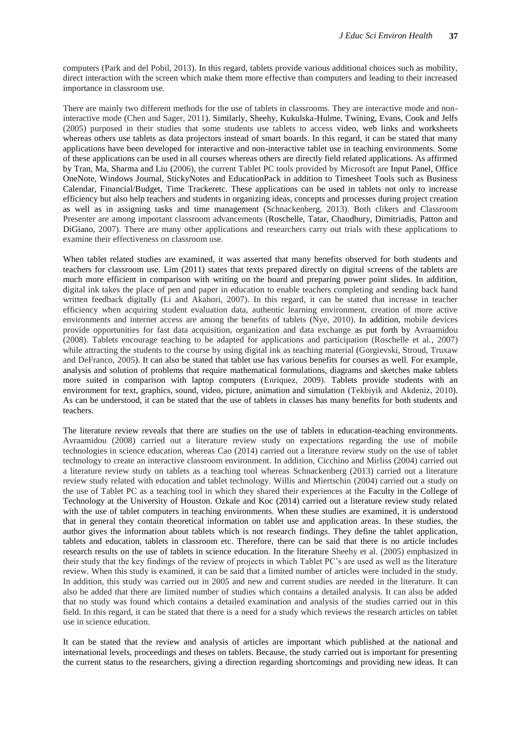computers (Park and del Pobil, 2013). In this regard, tablets provide various additional choices such as mobility, direct interaction with the screen which make them more effective than computers and leading to their increased importance in classroom use.

There are mainly two different methods for the use of tablets in classrooms. They are interactive mode and non-interactive mode (Chen and Sager, 2011). Similarly, Sheehy, Kukulska-Hulme, Twining, Evans, Cook and Jelfs (2005) purposed in their studies that some students use tablets to access video, web links and worksheets whereas others use tablets as data projectors instead of smart boards. In this regard, it can be stated that many applications have been developed for interactive and non-interactive tablet use in teaching environments. Some of these applications can be used in all courses whereas others are directly field related applications. As affirmed by Tran, Ma, Sharma and Liu (2006), the current Tablet PC tools provided by Microsoft are Input Panel, Office OneNote, Windows Journal, StickyNotes and EducationPack in addition to Timesheet Tools such as Business Calendar, Financial/Budget, Time Trackeretc. These applications can be used in tablets not only to increase efficiency but also help teachers and students in organizing ideas, concepts and processes during project creation as well as in assigning tasks and time management (Schnackenberg, 2013). Both clikers and Classroom Presenter are among important classroom advancements (Roschelle, Tatar, Chaudhury, Dimitriadis, Patton and DiGiano, 2007). There are many other applications and researchers carry out trials with these applications to examine their effectiveness on classroom use.

When tablet related studies are examined, it was asserted that many benefits observed for both students and teachers for classroom use. Lim (2011) states that texts prepared directly on digital screens of the tablets are much more efficient in comparison with writing on the board and preparing power point slides. In addition, digital ink takes the place of pen and paper in education to enable teachers completing and sending back hand written feedback digitally (Li and Akahori, 2007). In this regard, it can be stated that increase in teacher efficiency when acquiring student evaluation data, authentic learning environment, creation of more active environments and internet access are among the benefits of tablets (Nye, 2010). In addition, mobile devices provide opportunities for fast data acquisition, organization and data exchange as put forth by Avraamidou (2008). Tablets encourage teaching to be adapted for applications and participation (Roschelle et al., 2007) while attracting the students to the course by using digital ink as teaching material (Gorgievski, Stroud, Truxaw and DeFranco, 2005). It can also be stated that tablet use has various benefits for courses as well. For example, analysis and solution of problems that require mathematical formulations, diagrams and sketches make tablets more suited in comparison with laptop computers (Enriquez, 2009). Tablets provide students with an environment for text, graphics, sound, video, picture, animation and simulation (Tekbiyik and Akdeniz, 2010). As can be understood, it can be stated that the use of tablets in classes has many benefits for both students and teachers.

The literature review reveals that there are studies on the use of tablets in education-teaching environments. Avraamidou (2008) carried out a literature review study on expectations regarding the use of mobile technologies in science education, whereas Cao (2014) carried out a literature review study on the use of tablet technology to create an interactive classroom environment. In addition, Cicchino and Mirliss (2004) carried out a literature review study on tablets as a teaching tool whereas Schnackenberg (2013) carried out a literature review study related with education and tablet technology. Willis and Miertschin (2004) carried out a study on the use of Tablet PC as a teaching tool in which they shared their experiences at the Faculty in the College of Technology at the University of Houston. Ozkale and Koc (2014) carried out a literature review study related with the use of tablet computers in teaching environments. When these studies are examined, it is understood that in general they contain theoretical information on tablet use and application areas. In these studies, the author gives the information about tablets which is not research findings. They define the tablet application, tablets and education, tablets in classroom etc. Therefore, there can be said that there is no article includes research results on the use of tablets in science education. In the literature Sheehy et al. (2005) emphasized in their study that the key findings of the review of projects in which Tablet PC's are used as well as the literature review. When this study is examined, it can be said that a limited number of articles were included in the study. In addition, this study was carried out in 2005 and new and current studies are needed in the literature. It can also be added that there are limited number of studies which contains a detailed analysis. It can also be added that no study was found which contains a detailed examination and analysis of the studies carried out in this field. In this regard, it can be stated that there is a need for a study which reviews the research articles on tablet use in science education.

It can be stated that the review and analysis of articles are important which published at the national and international levels, proceedings and theses on tablets. Because, the study carried out is important for presenting the current status to the researchers, giving a direction regarding shortcomings and providing new ideas. It can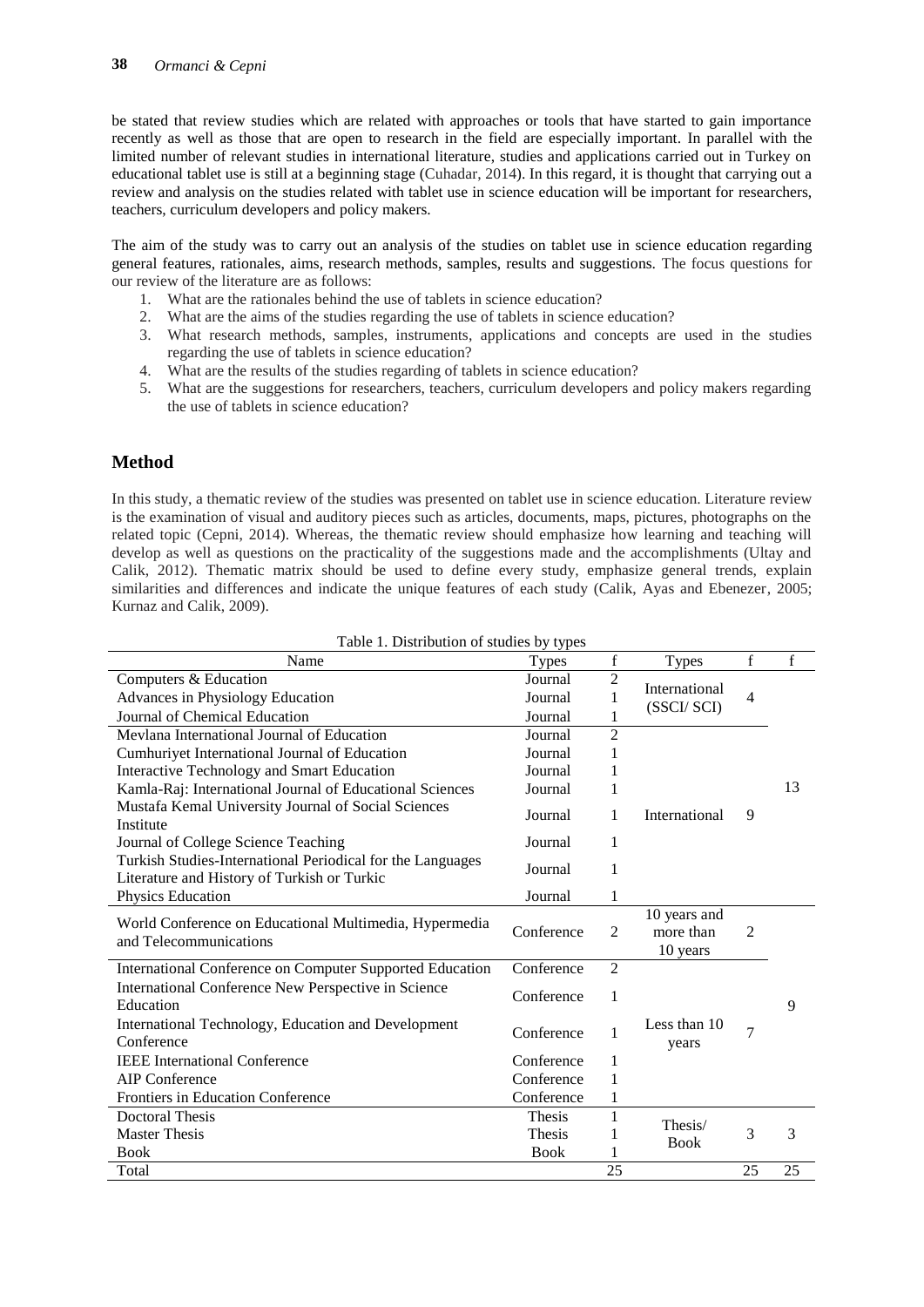be stated that review studies which are related with approaches or tools that have started to gain importance recently as well as those that are open to research in the field are especially important. In parallel with the limited number of relevant studies in international literature, studies and applications carried out in Turkey on educational tablet use is still at a beginning stage (Cuhadar, 2014). In this regard, it is thought that carrying out a review and analysis on the studies related with tablet use in science education will be important for researchers, teachers, curriculum developers and policy makers.

The aim of the study was to carry out an analysis of the studies on tablet use in science education regarding general features, rationales, aims, research methods, samples, results and suggestions. The focus questions for our review of the literature are as follows:

1. What are the rationales behind the use of tablets in science education?
2. What are the aims of the studies regarding the use of tablets in science education?
3. What research methods, samples, instruments, applications and concepts are used in the studies regarding the use of tablets in science education?
4. What are the results of the studies regarding of tablets in science education?
5. What are the suggestions for researchers, teachers, curriculum developers and policy makers regarding the use of tablets in science education?

## Method

In this study, a thematic review of the studies was presented on tablet use in science education. Literature review is the examination of visual and auditory pieces such as articles, documents, maps, pictures, photographs on the related topic (Cepni, 2014). Whereas, the thematic review should emphasize how learning and teaching will develop as well as questions on the practicality of the suggestions made and the accomplishments (Ultay and Calik, 2012). Thematic matrix should be used to define every study, emphasize general trends, explain similarities and differences and indicate the unique features of each study (Calik, Ayas and Ebenezer, 2005; Kurnaz and Calik, 2009).

Table 1. Distribution of studies by types

| Name | Types | f | Types | f | f |
|---|---|---|---|---|---|
| Computers & Education | Journal | 2 | International (SSCI/ SCI) | 4 | 13 |
| Advances in Physiology Education | Journal | 1 | | | |
| Journal of Chemical Education | Journal | 1 | | | |
| Mevlana International Journal of Education | Journal | 2 | International | 9 | |
| Cumhuriyet International Journal of Education | Journal | 1 | | | |
| Interactive Technology and Smart Education | Journal | 1 | | | |
| Kamla-Raj: International Journal of Educational Sciences | Journal | 1 | | | |
| Mustafa Kemal University Journal of Social Sciences Institute | Journal | 1 | | | |
| Journal of College Science Teaching | Journal | 1 | | | |
| Turkish Studies-International Periodical for the Languages Literature and History of Turkish or Turkic | Journal | 1 | | | |
| Physics Education | Journal | 1 | | | |
| World Conference on Educational Multimedia, Hypermedia and Telecommunications | Conference | 2 | 10 years and more than 10 years | 2 | 9 |
| International Conference on Computer Supported Education | Conference | 2 | Less than 10 years | 7 | |
| International Conference New Perspective in Science Education | Conference | 1 | | | |
| International Technology, Education and Development Conference | Conference | 1 | | | |
| IEEE International Conference | Conference | 1 | | | |
| AIP Conference | Conference | 1 | | | |
| Frontiers in Education Conference | Conference | 1 | | | |
| Doctoral Thesis | Thesis | 1 | Thesis/ Book | 3 | 3 |
| Master Thesis | Thesis | 1 | | | |
| Book | Book | 1 | | | |
| Total | | 25 | | 25 | 25 |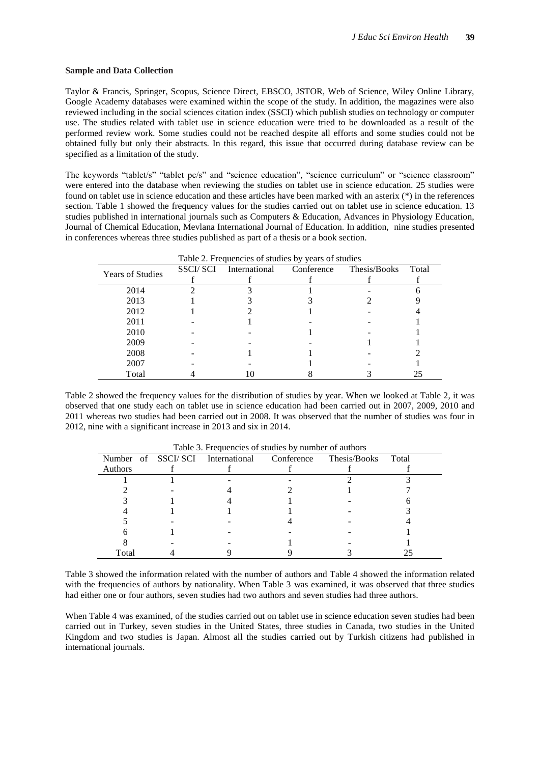**Sample and Data Collection**

Taylor & Francis, Springer, Scopus, Science Direct, EBSCO, JSTOR, Web of Science, Wiley Online Library, Google Academy databases were examined within the scope of the study. In addition, the magazines were also reviewed including in the social sciences citation index (SSCI) which publish studies on technology or computer use. The studies related with tablet use in science education were tried to be downloaded as a result of the performed review work. Some studies could not be reached despite all efforts and some studies could not be obtained fully but only their abstracts. In this regard, this issue that occurred during database review can be specified as a limitation of the study.

The keywords "tablet/s" "tablet pc/s" and "science education", "science curriculum" or "science classroom" were entered into the database when reviewing the studies on tablet use in science education. 25 studies were found on tablet use in science education and these articles have been marked with an asterix (*) in the references section. Table 1 showed the frequency values for the studies carried out on tablet use in science education. 13 studies published in international journals such as Computers & Education, Advances in Physiology Education, Journal of Chemical Education, Mevlana International Journal of Education. In addition, nine studies presented in conferences whereas three studies published as part of a thesis or a book section.

Table 2. Frequencies of studies by years of studies

| Years of Studies | SSCI/ SCI | International | Conference | Thesis/Books | Total |
|---|---|---|---|---|---|
| | f | f | f | f | f |
| 2014 | 2 | 3 | 1 | - | 6 |
| 2013 | 1 | 3 | 3 | 2 | 9 |
| 2012 | 1 | 2 | 1 | - | 4 |
| 2011 | - | 1 | - | - | 1 |
| 2010 | - | - | 1 | - | 1 |
| 2009 | - | - | - | 1 | 1 |
| 2008 | - | 1 | 1 | - | 2 |
| 2007 | - | - | 1 | - | 1 |
| Total | 4 | 10 | 8 | 3 | 25 |

Table 2 showed the frequency values for the distribution of studies by year. When we looked at Table 2, it was observed that one study each on tablet use in science education had been carried out in 2007, 2009, 2010 and 2011 whereas two studies had been carried out in 2008. It was observed that the number of studies was four in 2012, nine with a significant increase in 2013 and six in 2014.

Table 3. Frequencies of studies by number of authors

| Number of Authors | SSCI/ SCI | International | Conference | Thesis/Books | Total |
|---|---|---|---|---|---|
| | f | f | f | f | f |
| 1 | 1 | - | - | 2 | 3 |
| 2 | - | 4 | 2 | 1 | 7 |
| 3 | 1 | 4 | 1 | - | 6 |
| 4 | 1 | 1 | 1 | - | 3 |
| 5 | - | - | 4 | - | 4 |
| 6 | 1 | - | - | - | 1 |
| 8 | - | - | 1 | - | 1 |
| Total | 4 | 9 | 9 | 3 | 25 |

Table 3 showed the information related with the number of authors and Table 4 showed the information related with the frequencies of authors by nationality. When Table 3 was examined, it was observed that three studies had either one or four authors, seven studies had two authors and seven studies had three authors.

When Table 4 was examined, of the studies carried out on tablet use in science education seven studies had been carried out in Turkey, seven studies in the United States, three studies in Canada, two studies in the United Kingdom and two studies is Japan. Almost all the studies carried out by Turkish citizens had published in international journals.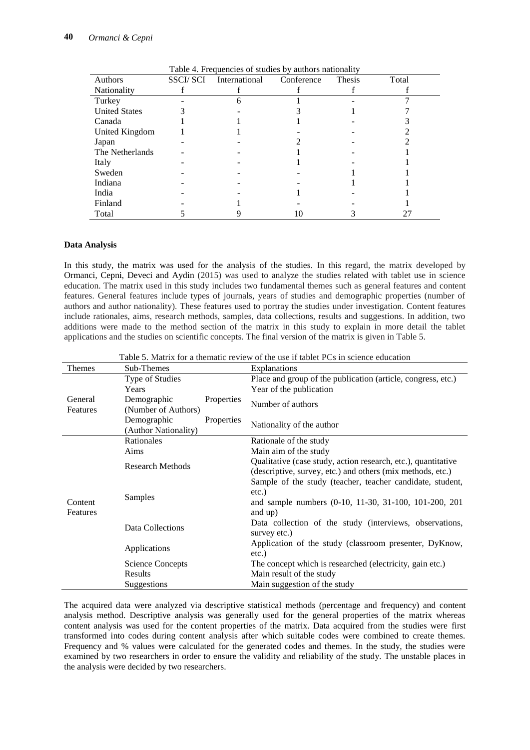Table 4. Frequencies of studies by authors nationality

| Authors Nationality | SSCI/ SCI f | International f | Conference f | Thesis f | Total f |
|---|---|---|---|---|---|
| Turkey | - | 6 | 1 | - | 7 |
| United States | 3 | - | 3 | 1 | 7 |
| Canada | 1 | 1 | 1 | - | 3 |
| United Kingdom | 1 | 1 | - | - | 2 |
| Japan | - | - | 2 | - | 2 |
| The Netherlands | - | - | 1 | - | 1 |
| Italy | - | - | 1 | - | 1 |
| Sweden | - | - | - | 1 | 1 |
| Indiana | - | - | - | 1 | 1 |
| India | - | - | 1 | - | 1 |
| Finland | - | 1 | - | - | 1 |
| Total | 5 | 9 | 10 | 3 | 27 |

**Data Analysis**

In this study, the matrix was used for the analysis of the studies. In this regard, the matrix developed by Ormanci, Cepni, Deveci and Aydin (2015) was used to analyze the studies related with tablet use in science education. The matrix used in this study includes two fundamental themes such as general features and content features. General features include types of journals, years of studies and demographic properties (number of authors and author nationality). These features used to portray the studies under investigation. Content features include rationales, aims, research methods, samples, data collections, results and suggestions. In addition, two additions were made to the method section of the matrix in this study to explain in more detail the tablet applications and the studies on scientific concepts. The final version of the matrix is given in Table 5.

Table 5. Matrix for a thematic review of the use if tablet PCs in science education

| Themes | Sub-Themes | Explanations |
|---|---|---|
| General Features | Type of Studies | Place and group of the publication (article, congress, etc.) |
| | Years | Year of the publication |
| | Demographic Properties (Number of Authors) | Number of authors |
| | Demographic Properties (Author Nationality) | Nationality of the author |
| Content Features | Rationales | Rationale of the study |
| | Aims | Main aim of the study |
| | Research Methods | Qualitative (case study, action research, etc.), quantitative (descriptive, survey, etc.) and others (mix methods, etc.) |
| | Samples | Sample of the study (teacher, teacher candidate, student, etc.) and sample numbers (0-10, 11-30, 31-100, 101-200, 201 and up) |
| | Data Collections | Data collection of the study (interviews, observations, survey etc.) |
| | Applications | Application of the study (classroom presenter, DyKnow, etc.) |
| | Science Concepts | The concept which is researched (electricity, gain etc.) |
| | Results | Main result of the study |
| | Suggestions | Main suggestion of the study |

The acquired data were analyzed via descriptive statistical methods (percentage and frequency) and content analysis method. Descriptive analysis was generally used for the general properties of the matrix whereas content analysis was used for the content properties of the matrix. Data acquired from the studies were first transformed into codes during content analysis after which suitable codes were combined to create themes. Frequency and % values were calculated for the generated codes and themes. In the study, the studies were examined by two researchers in order to ensure the validity and reliability of the study. The unstable places in the analysis were decided by two researchers.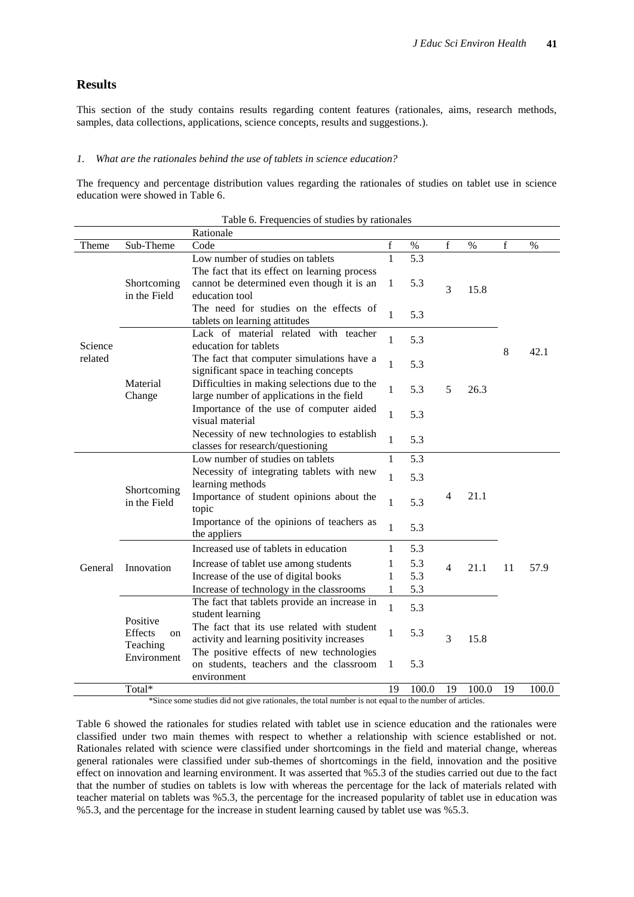## Results

This section of the study contains results regarding content features (rationales, aims, research methods, samples, data collections, applications, science concepts, results and suggestions.).

*1. What are the rationales behind the use of tablets in science education?*

The frequency and percentage distribution values regarding the rationales of studies on tablet use in science education were showed in Table 6.

Table 6. Frequencies of studies by rationales

| | | Rationale | | | | | | |
|---|---|---|---|---|---|---|---|---|
| Theme | Sub-Theme | Code | f | % | f | % | f | % |
| Science related | Shortcoming in the Field | Low number of studies on tablets | 1 | 5.3 | 3 | 15.8 | 8 | 42.1 |
| | | The fact that its effect on learning process cannot be determined even though it is an education tool | 1 | 5.3 | | | | |
| | | The need for studies on the effects of tablets on learning attitudes | 1 | 5.3 | | | | |
| | Material Change | Lack of material related with teacher education for tablets | 1 | 5.3 | 5 | 26.3 | | |
| | | The fact that computer simulations have a significant space in teaching concepts | 1 | 5.3 | | | | |
| | | Difficulties in making selections due to the large number of applications in the field | 1 | 5.3 | | | | |
| | | Importance of the use of computer aided visual material | 1 | 5.3 | | | | |
| | | Necessity of new technologies to establish classes for research/questioning | 1 | 5.3 | | | | |
| General | Shortcoming in the Field | Low number of studies on tablets | 1 | 5.3 | 4 | 21.1 | 11 | 57.9 |
| | | Necessity of integrating tablets with new learning methods | 1 | 5.3 | | | | |
| | | Importance of student opinions about the topic | 1 | 5.3 | | | | |
| | | Importance of the opinions of teachers as the appliers | 1 | 5.3 | | | | |
| | Innovation | Increased use of tablets in education | 1 | 5.3 | 4 | 21.1 | | |
| | | Increase of tablet use among students | 1 | 5.3 | | | | |
| | | Increase of the use of digital books | 1 | 5.3 | | | | |
| | | Increase of technology in the classrooms | 1 | 5.3 | | | | |
| | Positive Effects on Teaching Environment | The fact that tablets provide an increase in student learning | 1 | 5.3 | 3 | 15.8 | | |
| | | The fact that its use related with student activity and learning positivity increases | 1 | 5.3 | | | | |
| | | The positive effects of new technologies on students, teachers and the classroom environment | 1 | 5.3 | | | | |
| | Total* | | 19 | 100.0 | 19 | 100.0 | 19 | 100.0 |

*Since some studies did not give rationales, the total number is not equal to the number of articles.

Table 6 showed the rationales for studies related with tablet use in science education and the rationales were classified under two main themes with respect to whether a relationship with science established or not. Rationales related with science were classified under shortcomings in the field and material change, whereas general rationales were classified under sub-themes of shortcomings in the field, innovation and the positive effect on innovation and learning environment. It was asserted that %5.3 of the studies carried out due to the fact that the number of studies on tablets is low with whereas the percentage for the lack of materials related with teacher material on tablets was %5.3, the percentage for the increased popularity of tablet use in education was %5.3, and the percentage for the increase in student learning caused by tablet use was %5.3.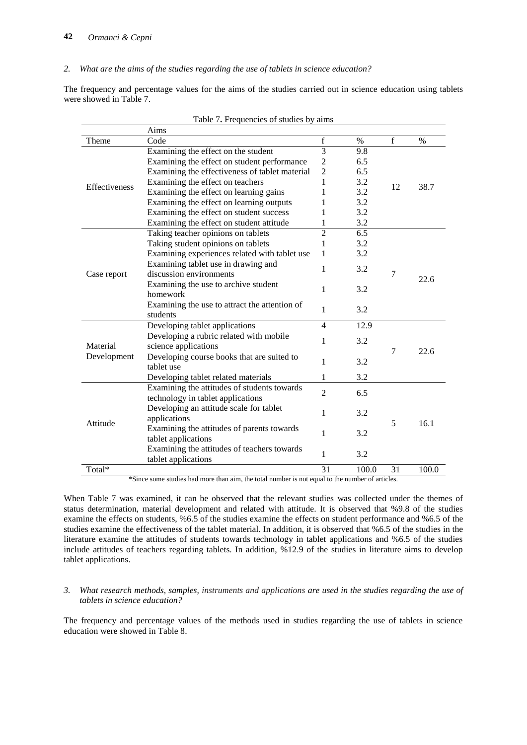*2. What are the aims of the studies regarding the use of tablets in science education?*

The frequency and percentage values for the aims of the studies carried out in science education using tablets were showed in Table 7.

Table 7**.** Frequencies of studies by aims

| | Aims | | | | |
|---|---|---|---|---|---|
| Theme | Code | f | % | f | % |
| Effectiveness | Examining the effect on the student | 3 | 9.8 | 12 | 38.7 |
| | Examining the effect on student performance | 2 | 6.5 | | |
| | Examining the effectiveness of tablet material | 2 | 6.5 | | |
| | Examining the effect on teachers | 1 | 3.2 | | |
| | Examining the effect on learning gains | 1 | 3.2 | | |
| | Examining the effect on learning outputs | 1 | 3.2 | | |
| | Examining the effect on student success | 1 | 3.2 | | |
| | Examining the effect on student attitude | 1 | 3.2 | | |
| Case report | Taking teacher opinions on tablets | 2 | 6.5 | 7 | 22.6 |
| | Taking student opinions on tablets | 1 | 3.2 | | |
| | Examining experiences related with tablet use | 1 | 3.2 | | |
| | Examining tablet use in drawing and discussion environments | 1 | 3.2 | | |
| | Examining the use to archive student homework | 1 | 3.2 | | |
| | Examining the use to attract the attention of students | 1 | 3.2 | | |
| Material Development | Developing tablet applications | 4 | 12.9 | 7 | 22.6 |
| | Developing a rubric related with mobile science applications | 1 | 3.2 | | |
| | Developing course books that are suited to tablet use | 1 | 3.2 | | |
| | Developing tablet related materials | 1 | 3.2 | | |
| Attitude | Examining the attitudes of students towards technology in tablet applications | 2 | 6.5 | 5 | 16.1 |
| | Developing an attitude scale for tablet applications | 1 | 3.2 | | |
| | Examining the attitudes of parents towards tablet applications | 1 | 3.2 | | |
| | Examining the attitudes of teachers towards tablet applications | 1 | 3.2 | | |
| Total* | | 31 | 100.0 | 31 | 100.0 |

*Since some studies had more than aim, the total number is not equal to the number of articles.

When Table 7 was examined, it can be observed that the relevant studies was collected under the themes of status determination, material development and related with attitude. It is observed that %9.8 of the studies examine the effects on students, %6.5 of the studies examine the effects on student performance and %6.5 of the studies examine the effectiveness of the tablet material. In addition, it is observed that %6.5 of the studies in the literature examine the attitudes of students towards technology in tablet applications and %6.5 of the studies include attitudes of teachers regarding tablets. In addition, %12.9 of the studies in literature aims to develop tablet applications.

*3. What research methods, samples, instruments and applications are used in the studies regarding the use of tablets in science education?*

The frequency and percentage values of the methods used in studies regarding the use of tablets in science education were showed in Table 8.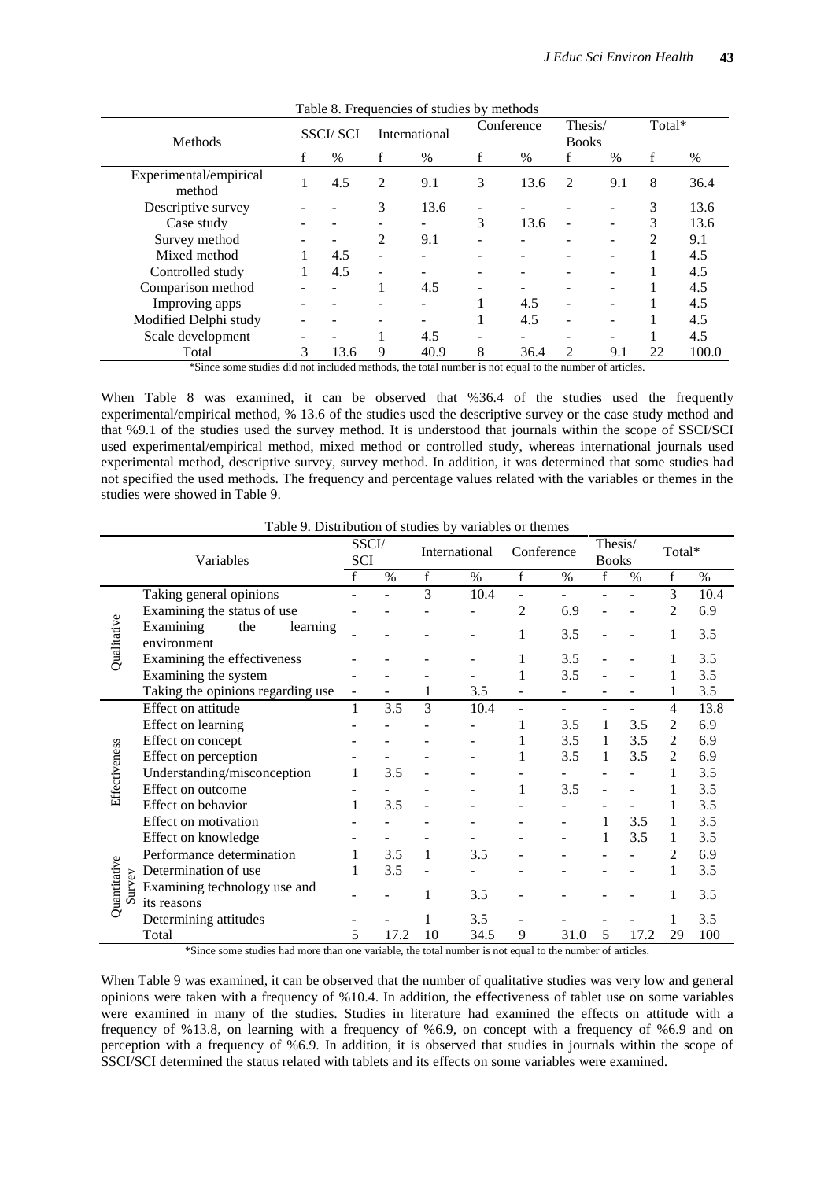Table 8. Frequencies of studies by methods

| Methods | SSCI/ SCI | | International | | Conference | | Thesis/ Books | | Total* | |
|---|---|---|---|---|---|---|---|---|---|---|
| | f | % | f | % | f | % | f | % | f | % |
| Experimental/empirical method | 1 | 4.5 | 2 | 9.1 | 3 | 13.6 | 2 | 9.1 | 8 | 36.4 |
| Descriptive survey | - | - | 3 | 13.6 | - | - | - | - | 3 | 13.6 |
| Case study | - | - | - | - | 3 | 13.6 | - | - | 3 | 13.6 |
| Survey method | - | - | 2 | 9.1 | - | - | - | - | 2 | 9.1 |
| Mixed method | 1 | 4.5 | - | - | - | - | - | - | 1 | 4.5 |
| Controlled study | 1 | 4.5 | - | - | - | - | - | - | 1 | 4.5 |
| Comparison method | - | - | 1 | 4.5 | - | - | - | - | 1 | 4.5 |
| Improving apps | - | - | - | - | 1 | 4.5 | - | - | 1 | 4.5 |
| Modified Delphi study | - | - | - | - | 1 | 4.5 | - | - | 1 | 4.5 |
| Scale development | - | - | 1 | 4.5 | - | - | - | - | 1 | 4.5 |
| Total | 3 | 13.6 | 9 | 40.9 | 8 | 36.4 | 2 | 9.1 | 22 | 100.0 |

*Since some studies did not included methods, the total number is not equal to the number of articles.

When Table 8 was examined, it can be observed that %36.4 of the studies used the frequently experimental/empirical method, % 13.6 of the studies used the descriptive survey or the case study method and that %9.1 of the studies used the survey method. It is understood that journals within the scope of SSCI/SCI used experimental/empirical method, mixed method or controlled study, whereas international journals used experimental method, descriptive survey, survey method. In addition, it was determined that some studies had not specified the used methods. The frequency and percentage values related with the variables or themes in the studies were showed in Table 9.

Table 9. Distribution of studies by variables or themes

| | Variables | SSCI/ SCI | | International | | Conference | | Thesis/ Books | | Total* | |
|---|---|---|---|---|---|---|---|---|---|---|---|
| | | f | % | f | % | f | % | f | % | f | % |
| Qualitative | Taking general opinions | - | - | 3 | 10.4 | - | - | - | - | 3 | 10.4 |
| | Examining the status of use | - | - | - | - | 2 | 6.9 | - | - | 2 | 6.9 |
| | Examining the learning environment | - | - | - | - | 1 | 3.5 | - | - | 1 | 3.5 |
| | Examining the effectiveness | - | - | - | - | 1 | 3.5 | - | - | 1 | 3.5 |
| | Examining the system | - | - | - | - | 1 | 3.5 | - | - | 1 | 3.5 |
| | Taking the opinions regarding use | - | - | 1 | 3.5 | - | - | - | - | 1 | 3.5 |
| Effectiveness | Effect on attitude | 1 | 3.5 | 3 | 10.4 | - | - | - | - | 4 | 13.8 |
| | Effect on learning | - | - | - | - | 1 | 3.5 | 1 | 3.5 | 2 | 6.9 |
| | Effect on concept | - | - | - | - | 1 | 3.5 | 1 | 3.5 | 2 | 6.9 |
| | Effect on perception | - | - | - | - | 1 | 3.5 | 1 | 3.5 | 2 | 6.9 |
| | Understanding/misconception | 1 | 3.5 | - | - | - | - | - | - | 1 | 3.5 |
| | Effect on outcome | - | - | - | - | 1 | 3.5 | - | - | 1 | 3.5 |
| | Effect on behavior | 1 | 3.5 | - | - | - | - | - | - | 1 | 3.5 |
| | Effect on motivation | - | - | - | - | - | - | 1 | 3.5 | 1 | 3.5 |
| | Effect on knowledge | - | - | - | - | - | - | 1 | 3.5 | 1 | 3.5 |
| Quantitative Survey | Performance determination | 1 | 3.5 | 1 | 3.5 | - | - | - | - | 2 | 6.9 |
| | Determination of use | 1 | 3.5 | - | - | - | - | - | - | 1 | 3.5 |
| | Examining technology use and its reasons | - | - | 1 | 3.5 | - | - | - | - | 1 | 3.5 |
| | Determining attitudes | - | - | 1 | 3.5 | - | - | - | - | 1 | 3.5 |
| | Total | 5 | 17.2 | 10 | 34.5 | 9 | 31.0 | 5 | 17.2 | 29 | 100 |

*Since some studies had more than one variable, the total number is not equal to the number of articles.

When Table 9 was examined, it can be observed that the number of qualitative studies was very low and general opinions were taken with a frequency of %10.4. In addition, the effectiveness of tablet use on some variables were examined in many of the studies. Studies in literature had examined the effects on attitude with a frequency of %13.8, on learning with a frequency of %6.9, on concept with a frequency of %6.9 and on perception with a frequency of %6.9. In addition, it is observed that studies in journals within the scope of SSCI/SCI determined the status related with tablets and its effects on some variables were examined.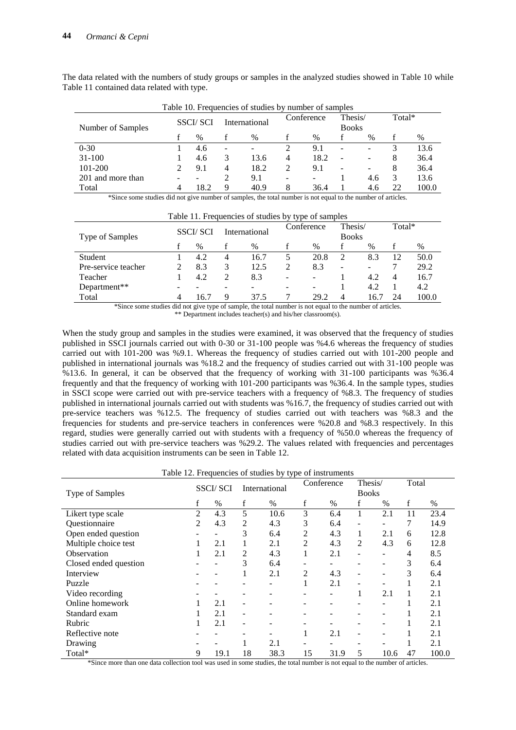The data related with the numbers of study groups or samples in the analyzed studies showed in Table 10 while Table 11 contained data related with type.

Table 10. Frequencies of studies by number of samples

| Number of Samples | SSCI/ SCI | | International | | Conference | | Thesis/ Books | | Total* | |
|---|---|---|---|---|---|---|---|---|---|---|
| | f | % | f | % | f | % | f | % | f | % |
| 0-30 | 1 | 4.6 | - | - | 2 | 9.1 | - | - | 3 | 13.6 |
| 31-100 | 1 | 4.6 | 3 | 13.6 | 4 | 18.2 | - | - | 8 | 36.4 |
| 101-200 | 2 | 9.1 | 4 | 18.2 | 2 | 9.1 | - | - | 8 | 36.4 |
| 201 and more than | - | - | 2 | 9.1 | - | - | 1 | 4.6 | 3 | 13.6 |
| Total | 4 | 18.2 | 9 | 40.9 | 8 | 36.4 | 1 | 4.6 | 22 | 100.0 |

*Since some studies did not give number of samples, the total number is not equal to the number of articles.

Table 11. Frequencies of studies by type of samples

| Type of Samples | SSCI/ SCI | | International | | Conference | | Thesis/ Books | | Total* | |
|---|---|---|---|---|---|---|---|---|---|---|
| | f | % | f | % | f | % | f | % | f | % |
| Student | 1 | 4.2 | 4 | 16.7 | 5 | 20.8 | 2 | 8.3 | 12 | 50.0 |
| Pre-service teacher | 2 | 8.3 | 3 | 12.5 | 2 | 8.3 | - | - | 7 | 29.2 |
| Teacher | 1 | 4.2 | 2 | 8.3 | - | - | 1 | 4.2 | 4 | 16.7 |
| Department** | - | - | - | - | - | - | 1 | 4.2 | 1 | 4.2 |
| Total | 4 | 16.7 | 9 | 37.5 | 7 | 29.2 | 4 | 16.7 | 24 | 100.0 |

*Since some studies did not give type of sample, the total number is not equal to the number of articles.
** Department includes teacher(s) and his/her classroom(s).

When the study group and samples in the studies were examined, it was observed that the frequency of studies published in SSCI journals carried out with 0-30 or 31-100 people was %4.6 whereas the frequency of studies carried out with 101-200 was %9.1. Whereas the frequency of studies carried out with 101-200 people and published in international journals was %18.2 and the frequency of studies carried out with 31-100 people was %13.6. In general, it can be observed that the frequency of working with 31-100 participants was %36.4 frequently and that the frequency of working with 101-200 participants was %36.4. In the sample types, studies in SSCI scope were carried out with pre-service teachers with a frequency of %8.3. The frequency of studies published in international journals carried out with students was %16.7, the frequency of studies carried out with pre-service teachers was %12.5. The frequency of studies carried out with teachers was %8.3 and the frequencies for students and pre-service teachers in conferences were %20.8 and %8.3 respectively. In this regard, studies were generally carried out with students with a frequency of %50.0 whereas the frequency of studies carried out with pre-service teachers was %29.2. The values related with frequencies and percentages related with data acquisition instruments can be seen in Table 12.

Table 12. Frequencies of studies by type of instruments

| Type of Samples | SSCI/ SCI | | International | | Conference | | Thesis/ Books | | Total | |
|---|---|---|---|---|---|---|---|---|---|---|
| | f | % | f | % | f | % | f | % | f | % |
| Likert type scale | 2 | 4.3 | 5 | 10.6 | 3 | 6.4 | 1 | 2.1 | 11 | 23.4 |
| Questionnaire | 2 | 4.3 | 2 | 4.3 | 3 | 6.4 | - | - | 7 | 14.9 |
| Open ended question | - | - | 3 | 6.4 | 2 | 4.3 | 1 | 2.1 | 6 | 12.8 |
| Multiple choice test | 1 | 2.1 | 1 | 2.1 | 2 | 4.3 | 2 | 4.3 | 6 | 12.8 |
| Observation | 1 | 2.1 | 2 | 4.3 | 1 | 2.1 | - | - | 4 | 8.5 |
| Closed ended question | - | - | 3 | 6.4 | - | - | - | - | 3 | 6.4 |
| Interview | - | - | 1 | 2.1 | 2 | 4.3 | - | - | 3 | 6.4 |
| Puzzle | - | - | - | - | 1 | 2.1 | - | - | 1 | 2.1 |
| Video recording | - | - | - | - | - | - | 1 | 2.1 | 1 | 2.1 |
| Online homework | 1 | 2.1 | - | - | - | - | - | - | 1 | 2.1 |
| Standard exam | 1 | 2.1 | - | - | - | - | - | - | 1 | 2.1 |
| Rubric | 1 | 2.1 | - | - | - | - | - | - | 1 | 2.1 |
| Reflective note | - | - | - | - | 1 | 2.1 | - | - | 1 | 2.1 |
| Drawing | - | - | 1 | 2.1 | - | - | - | - | 1 | 2.1 |
| Total* | 9 | 19.1 | 18 | 38.3 | 15 | 31.9 | 5 | 10.6 | 47 | 100.0 |

*Since more than one data collection tool was used in some studies, the total number is not equal to the number of articles.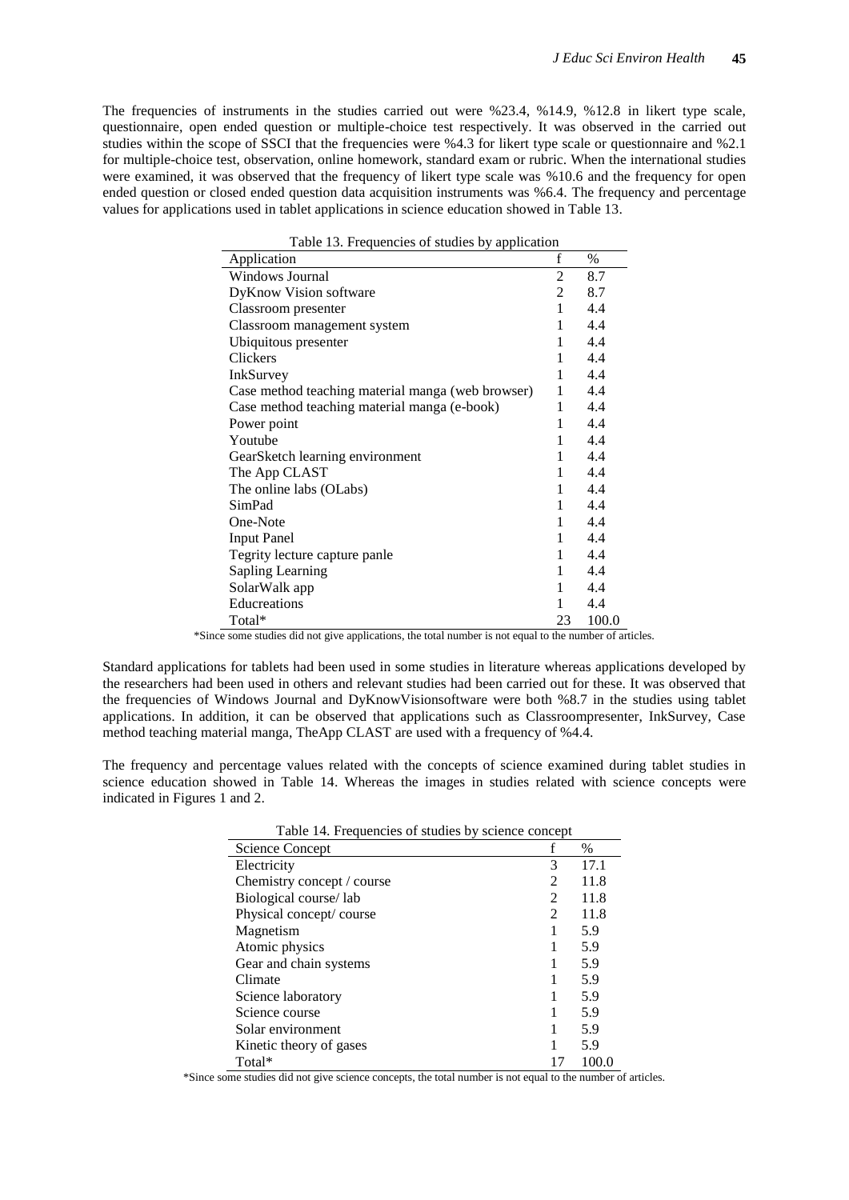The frequencies of instruments in the studies carried out were %23.4, %14.9, %12.8 in likert type scale, questionnaire, open ended question or multiple-choice test respectively. It was observed in the carried out studies within the scope of SSCI that the frequencies were %4.3 for likert type scale or questionnaire and %2.1 for multiple-choice test, observation, online homework, standard exam or rubric. When the international studies were examined, it was observed that the frequency of likert type scale was %10.6 and the frequency for open ended question or closed ended question data acquisition instruments was %6.4. The frequency and percentage values for applications used in tablet applications in science education showed in Table 13.

Table 13. Frequencies of studies by application

| Application | f | % |
|---|---|---|
| Windows Journal | 2 | 8.7 |
| DyKnow Vision software | 2 | 8.7 |
| Classroom presenter | 1 | 4.4 |
| Classroom management system | 1 | 4.4 |
| Ubiquitous presenter | 1 | 4.4 |
| Clickers | 1 | 4.4 |
| InkSurvey | 1 | 4.4 |
| Case method teaching material manga (web browser) | 1 | 4.4 |
| Case method teaching material manga (e-book) | 1 | 4.4 |
| Power point | 1 | 4.4 |
| Youtube | 1 | 4.4 |
| GearSketch learning environment | 1 | 4.4 |
| The App CLAST | 1 | 4.4 |
| The online labs (OLabs) | 1 | 4.4 |
| SimPad | 1 | 4.4 |
| One-Note | 1 | 4.4 |
| Input Panel | 1 | 4.4 |
| Tegrity lecture capture panle | 1 | 4.4 |
| Sapling Learning | 1 | 4.4 |
| SolarWalk app | 1 | 4.4 |
| Educreations | 1 | 4.4 |
| Total* | 23 | 100.0 |

*Since some studies did not give applications, the total number is not equal to the number of articles.

Standard applications for tablets had been used in some studies in literature whereas applications developed by the researchers had been used in others and relevant studies had been carried out for these. It was observed that the frequencies of Windows Journal and DyKnow Visionsoftware were both %8.7 in the studies using tablet applications. In addition, it can be observed that applications such as Classroompresenter, InkSurvey, Case method teaching material manga, TheApp CLAST are used with a frequency of %4.4.

The frequency and percentage values related with the concepts of science examined during tablet studies in science education showed in Table 14. Whereas the images in studies related with science concepts were indicated in Figures 1 and 2.

Table 14. Frequencies of studies by science concept

| Science Concept | f | % |
|---|---|---|
| Electricity | 3 | 17.1 |
| Chemistry concept / course | 2 | 11.8 |
| Biological course/ lab | 2 | 11.8 |
| Physical concept/ course | 2 | 11.8 |
| Magnetism | 1 | 5.9 |
| Atomic physics | 1 | 5.9 |
| Gear and chain systems | 1 | 5.9 |
| Climate | 1 | 5.9 |
| Science laboratory | 1 | 5.9 |
| Science course | 1 | 5.9 |
| Solar environment | 1 | 5.9 |
| Kinetic theory of gases | 1 | 5.9 |
| Total* | 17 | 100.0 |

*Since some studies did not give science concepts, the total number is not equal to the number of articles.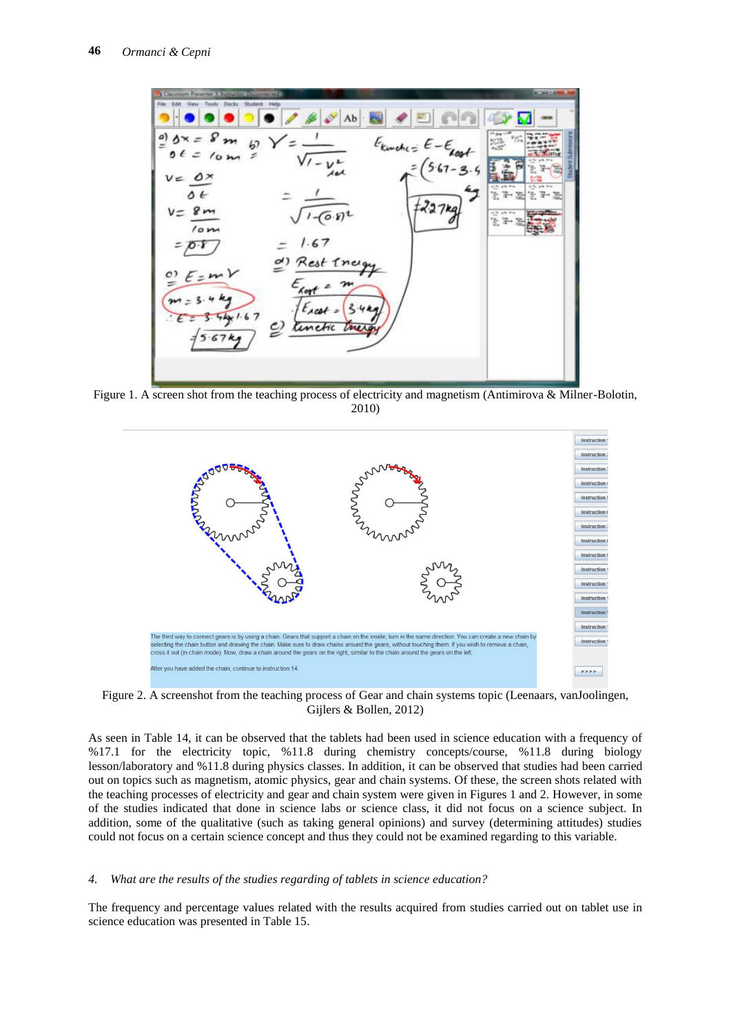Figure 1. A screen shot from the teaching process of electricity and magnetism (Antimirova & Milner-Bolotin, 2010)

Figure 2. A screenshot from the teaching process of Gear and chain systems topic (Leenaars, vanJoolingen, Gijlers & Bollen, 2012)

As seen in Table 14, it can be observed that the tablets had been used in science education with a frequency of %17.1 for the electricity topic, %11.8 during chemistry concepts/course, %11.8 during biology lesson/laboratory and %11.8 during physics classes. In addition, it can be observed that studies had been carried out on topics such as magnetism, atomic physics, gear and chain systems. Of these, the screen shots related with the teaching processes of electricity and gear and chain system were given in Figures 1 and 2. However, in some of the studies indicated that done in science labs or science class, it did not focus on a science subject. In addition, some of the qualitative (such as taking general opinions) and survey (determining attitudes) studies could not focus on a certain science concept and thus they could not be examined regarding to this variable.

*4. What are the results of the studies regarding of tablets in science education?*

The frequency and percentage values related with the results acquired from studies carried out on tablet use in science education was presented in Table 15.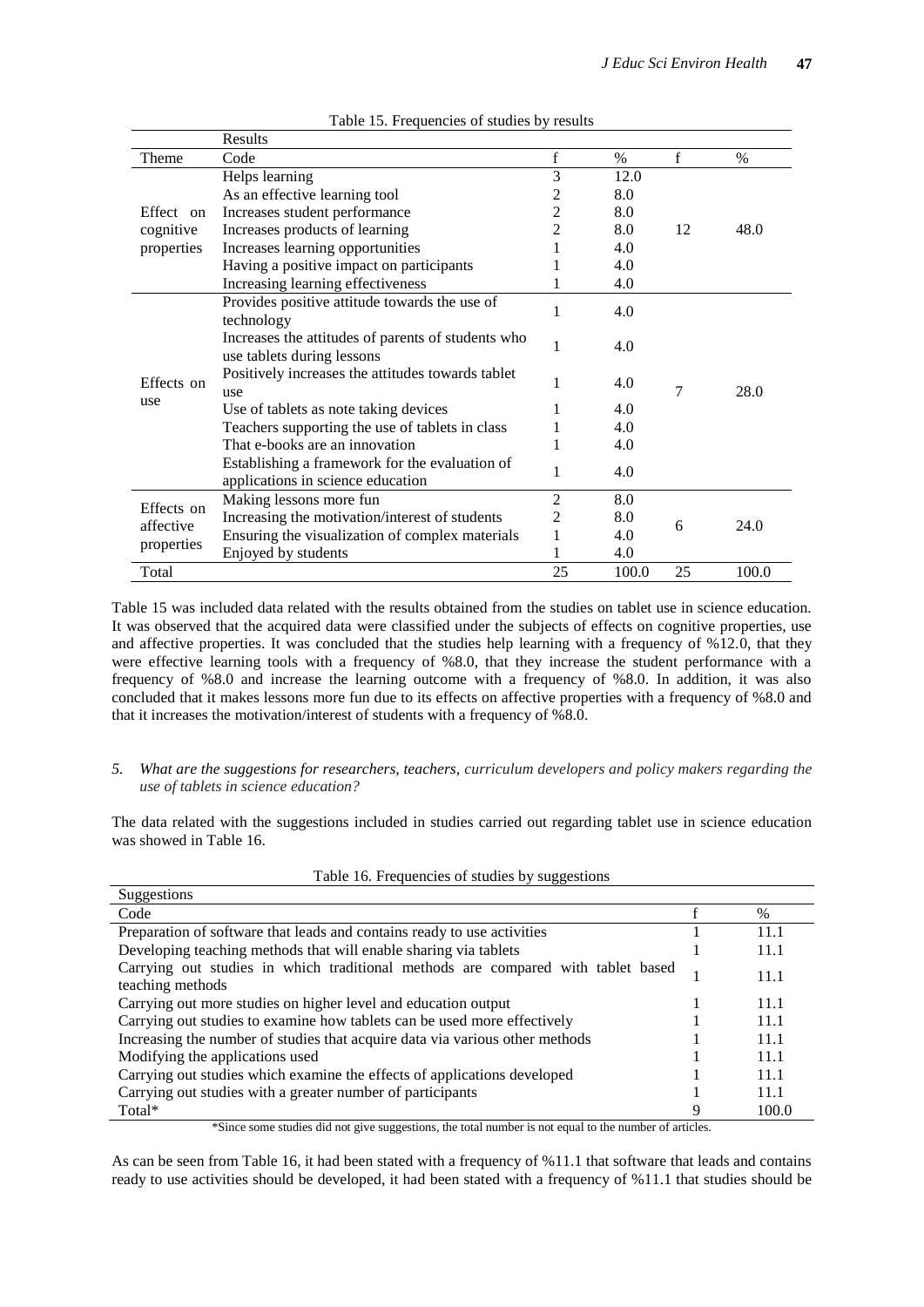Table 15. Frequencies of studies by results

| | Results | | | | |
|---|---|---|---|---|---|
| Theme | Code | f | % | f | % |
| Effect on cognitive properties | Helps learning | 3 | 12.0 | 12 | 48.0 |
| | As an effective learning tool | 2 | 8.0 | | |
| | Increases student performance | 2 | 8.0 | | |
| | Increases products of learning | 2 | 8.0 | | |
| | Increases learning opportunities | 1 | 4.0 | | |
| | Having a positive impact on participants | 1 | 4.0 | | |
| | Increasing learning effectiveness | 1 | 4.0 | | |
| Effects on use | Provides positive attitude towards the use of technology | 1 | 4.0 | 7 | 28.0 |
| | Increases the attitudes of parents of students who use tablets during lessons | 1 | 4.0 | | |
| | Positively increases the attitudes towards tablet use | 1 | 4.0 | | |
| | Use of tablets as note taking devices | 1 | 4.0 | | |
| | Teachers supporting the use of tablets in class | 1 | 4.0 | | |
| | That e-books are an innovation | 1 | 4.0 | | |
| | Establishing a framework for the evaluation of applications in science education | 1 | 4.0 | | |
| Effects on affective properties | Making lessons more fun | 2 | 8.0 | 6 | 24.0 |
| | Increasing the motivation/interest of students | 2 | 8.0 | | |
| | Ensuring the visualization of complex materials | 1 | 4.0 | | |
| | Enjoyed by students | 1 | 4.0 | | |
| Total | | 25 | 100.0 | 25 | 100.0 |

Table 15 was included data related with the results obtained from the studies on tablet use in science education. It was observed that the acquired data were classified under the subjects of effects on cognitive properties, use and affective properties. It was concluded that the studies help learning with a frequency of %12.0, that they were effective learning tools with a frequency of %8.0, that they increase the student performance with a frequency of %8.0 and increase the learning outcome with a frequency of %8.0. In addition, it was also concluded that it makes lessons more fun due to its effects on affective properties with a frequency of %8.0 and that it increases the motivation/interest of students with a frequency of %8.0.

5. *What are the suggestions for researchers, teachers, curriculum developers and policy makers regarding the use of tablets in science education?*

The data related with the suggestions included in studies carried out regarding tablet use in science education was showed in Table 16.

Table 16. Frequencies of studies by suggestions

| Suggestions | | |
|---|---|---|
| Code | f | % |
| Preparation of software that leads and contains ready to use activities | 1 | 11.1 |
| Developing teaching methods that will enable sharing via tablets | 1 | 11.1 |
| Carrying out studies in which traditional methods are compared with tablet based teaching methods | 1 | 11.1 |
| Carrying out more studies on higher level and education output | 1 | 11.1 |
| Carrying out studies to examine how tablets can be used more effectively | 1 | 11.1 |
| Increasing the number of studies that acquire data via various other methods | 1 | 11.1 |
| Modifying the applications used | 1 | 11.1 |
| Carrying out studies which examine the effects of applications developed | 1 | 11.1 |
| Carrying out studies with a greater number of participants | 1 | 11.1 |
| Total* | 9 | 100.0 |

*Since some studies did not give suggestions, the total number is not equal to the number of articles.

As can be seen from Table 16, it had been stated with a frequency of %11.1 that software that leads and contains ready to use activities should be developed, it had been stated with a frequency of %11.1 that studies should be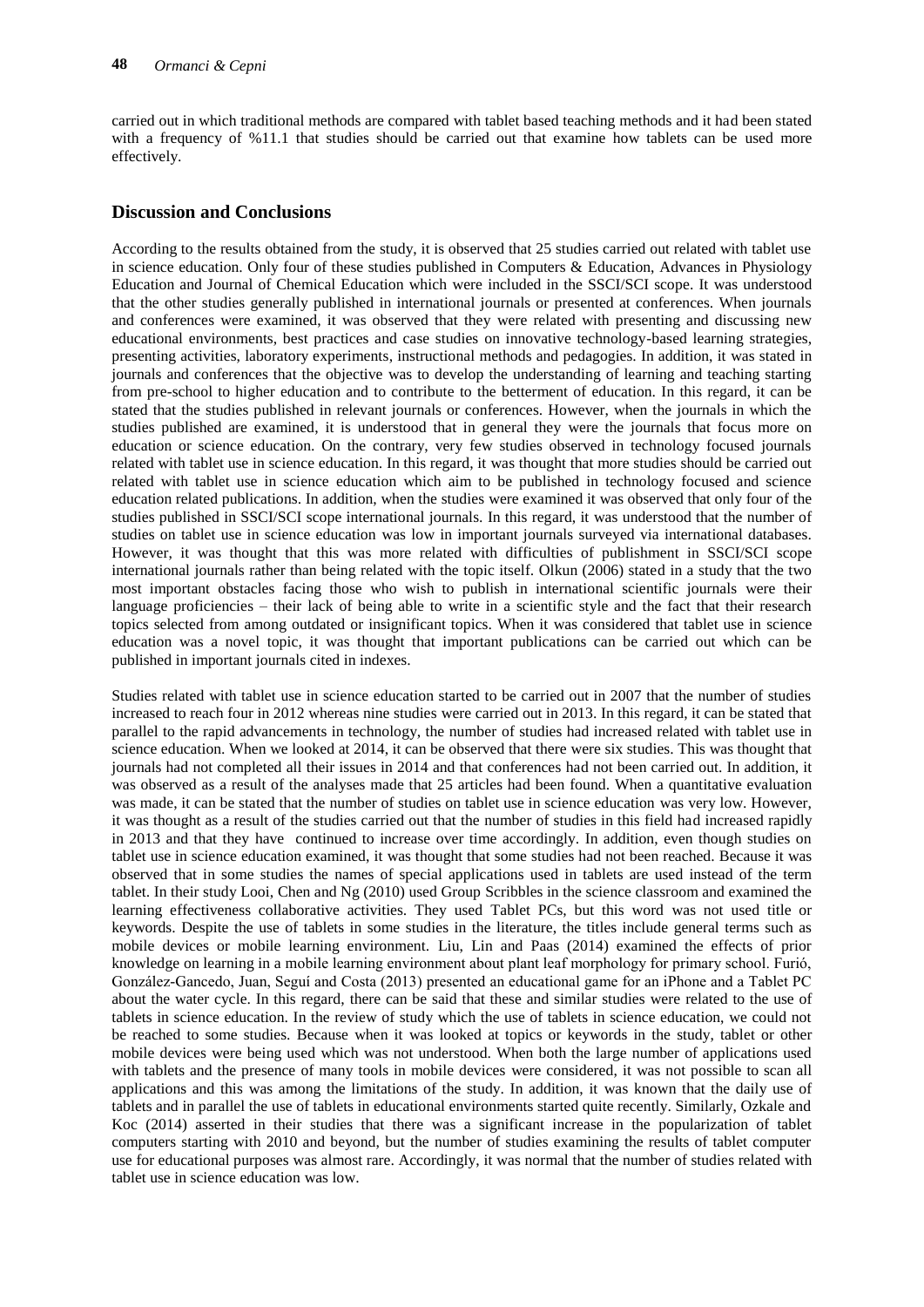carried out in which traditional methods are compared with tablet based teaching methods and it had been stated with a frequency of %11.1 that studies should be carried out that examine how tablets can be used more effectively.

## Discussion and Conclusions

According to the results obtained from the study, it is observed that 25 studies carried out related with tablet use in science education. Only four of these studies published in Computers & Education, Advances in Physiology Education and Journal of Chemical Education which were included in the SSCI/SCI scope. It was understood that the other studies generally published in international journals or presented at conferences. When journals and conferences were examined, it was observed that they were related with presenting and discussing new educational environments, best practices and case studies on innovative technology-based learning strategies, presenting activities, laboratory experiments, instructional methods and pedagogies. In addition, it was stated in journals and conferences that the objective was to develop the understanding of learning and teaching starting from pre-school to higher education and to contribute to the betterment of education. In this regard, it can be stated that the studies published in relevant journals or conferences. However, when the journals in which the studies published are examined, it is understood that in general they were the journals that focus more on education or science education. On the contrary, very few studies observed in technology focused journals related with tablet use in science education. In this regard, it was thought that more studies should be carried out related with tablet use in science education which aim to be published in technology focused and science education related publications. In addition, when the studies were examined it was observed that only four of the studies published in SSCI/SCI scope international journals. In this regard, it was understood that the number of studies on tablet use in science education was low in important journals surveyed via international databases. However, it was thought that this was more related with difficulties of publishment in SSCI/SCI scope international journals rather than being related with the topic itself. Olkun (2006) stated in a study that the two most important obstacles facing those who wish to publish in international scientific journals were their language proficiencies – their lack of being able to write in a scientific style and the fact that their research topics selected from among outdated or insignificant topics. When it was considered that tablet use in science education was a novel topic, it was thought that important publications can be carried out which can be published in important journals cited in indexes.

Studies related with tablet use in science education started to be carried out in 2007 that the number of studies increased to reach four in 2012 whereas nine studies were carried out in 2013. In this regard, it can be stated that parallel to the rapid advancements in technology, the number of studies had increased related with tablet use in science education. When we looked at 2014, it can be observed that there were six studies. This was thought that journals had not completed all their issues in 2014 and that conferences had not been carried out. In addition, it was observed as a result of the analyses made that 25 articles had been found. When a quantitative evaluation was made, it can be stated that the number of studies on tablet use in science education was very low. However, it was thought as a result of the studies carried out that the number of studies in this field had increased rapidly in 2013 and that they have continued to increase over time accordingly. In addition, even though studies on tablet use in science education examined, it was thought that some studies had not been reached. Because it was observed that in some studies the names of special applications used in tablets are used instead of the term tablet. In their study Looi, Chen and Ng (2010) used Group Scribbles in the science classroom and examined the learning effectiveness collaborative activities. They used Tablet PCs, but this word was not used title or keywords. Despite the use of tablets in some studies in the literature, the titles include general terms such as mobile devices or mobile learning environment. Liu, Lin and Paas (2014) examined the effects of prior knowledge on learning in a mobile learning environment about plant leaf morphology for primary school. Furió, González-Gancedo, Juan, Seguí and Costa (2013) presented an educational game for an iPhone and a Tablet PC about the water cycle. In this regard, there can be said that these and similar studies were related to the use of tablets in science education. In the review of study which the use of tablets in science education, we could not be reached to some studies. Because when it was looked at topics or keywords in the study, tablet or other mobile devices were being used which was not understood. When both the large number of applications used with tablets and the presence of many tools in mobile devices were considered, it was not possible to scan all applications and this was among the limitations of the study. In addition, it was known that the daily use of tablets and in parallel the use of tablets in educational environments started quite recently. Similarly, Ozkale and Koc (2014) asserted in their studies that there was a significant increase in the popularization of tablet computers starting with 2010 and beyond, but the number of studies examining the results of tablet computer use for educational purposes was almost rare. Accordingly, it was normal that the number of studies related with tablet use in science education was low.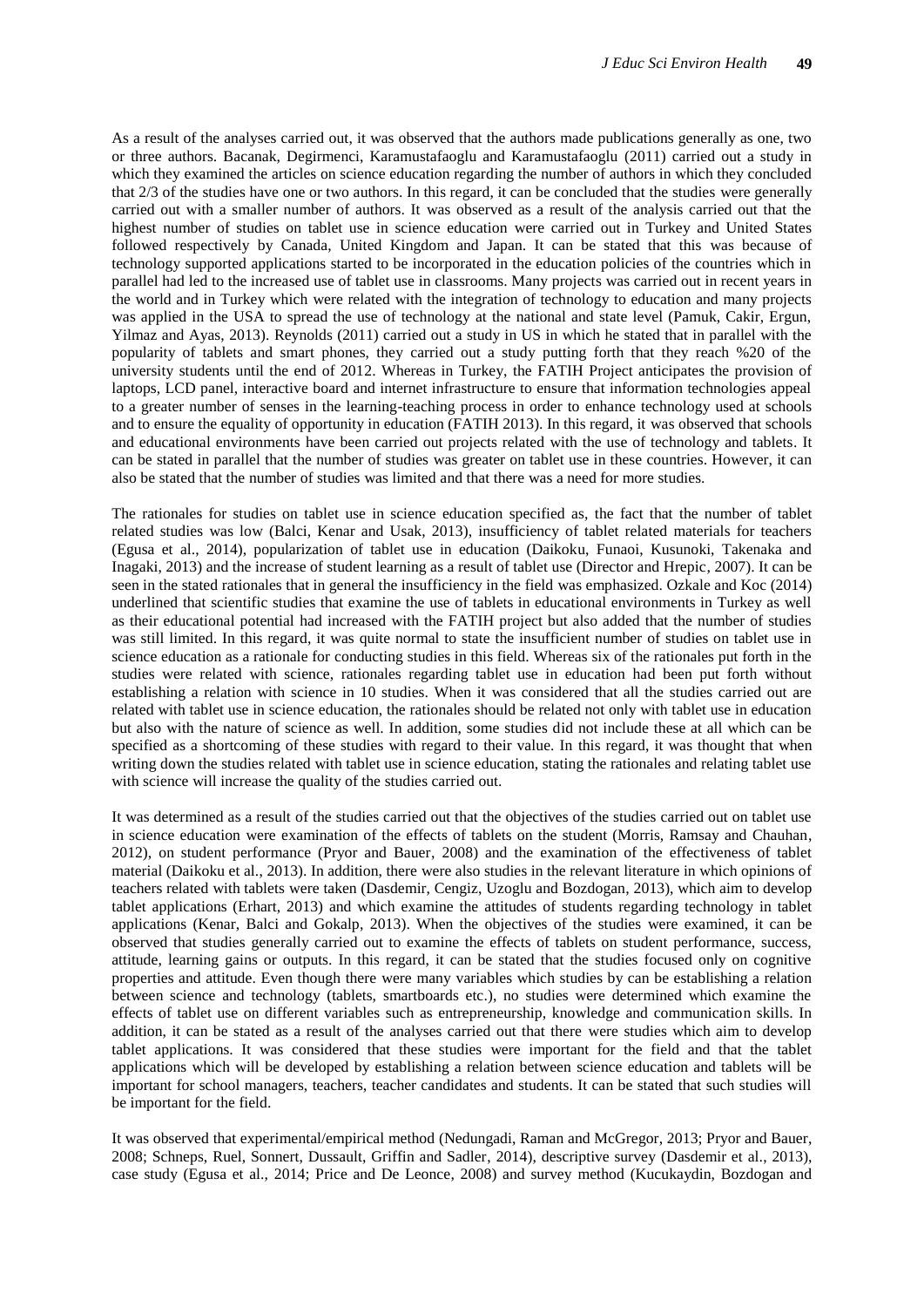As a result of the analyses carried out, it was observed that the authors made publications generally as one, two or three authors. Bacanak, Degirmenci, Karamustafaoglu and Karamustafaoglu (2011) carried out a study in which they examined the articles on science education regarding the number of authors in which they concluded that 2/3 of the studies have one or two authors. In this regard, it can be concluded that the studies were generally carried out with a smaller number of authors. It was observed as a result of the analysis carried out that the highest number of studies on tablet use in science education were carried out in Turkey and United States followed respectively by Canada, United Kingdom and Japan. It can be stated that this was because of technology supported applications started to be incorporated in the education policies of the countries which in parallel had led to the increased use of tablet use in classrooms. Many projects was carried out in recent years in the world and in Turkey which were related with the integration of technology to education and many projects was applied in the USA to spread the use of technology at the national and state level (Pamuk, Cakir, Ergun, Yilmaz and Ayas, 2013). Reynolds (2011) carried out a study in US in which he stated that in parallel with the popularity of tablets and smart phones, they carried out a study putting forth that they reach %20 of the university students until the end of 2012. Whereas in Turkey, the FATIH Project anticipates the provision of laptops, LCD panel, interactive board and internet infrastructure to ensure that information technologies appeal to a greater number of senses in the learning-teaching process in order to enhance technology used at schools and to ensure the equality of opportunity in education (FATIH 2013). In this regard, it was observed that schools and educational environments have been carried out projects related with the use of technology and tablets. It can be stated in parallel that the number of studies was greater on tablet use in these countries. However, it can also be stated that the number of studies was limited and that there was a need for more studies.

The rationales for studies on tablet use in science education specified as, the fact that the number of tablet related studies was low (Balci, Kenar and Usak, 2013), insufficiency of tablet related materials for teachers (Egusa et al., 2014), popularization of tablet use in education (Daikoku, Funaoi, Kusunoki, Takenaka and Inagaki, 2013) and the increase of student learning as a result of tablet use (Director and Hrepic, 2007). It can be seen in the stated rationales that in general the insufficiency in the field was emphasized. Ozkale and Koc (2014) underlined that scientific studies that examine the use of tablets in educational environments in Turkey as well as their educational potential had increased with the FATIH project but also added that the number of studies was still limited. In this regard, it was quite normal to state the insufficient number of studies on tablet use in science education as a rationale for conducting studies in this field. Whereas six of the rationales put forth in the studies were related with science, rationales regarding tablet use in education had been put forth without establishing a relation with science in 10 studies. When it was considered that all the studies carried out are related with tablet use in science education, the rationales should be related not only with tablet use in education but also with the nature of science as well. In addition, some studies did not include these at all which can be specified as a shortcoming of these studies with regard to their value. In this regard, it was thought that when writing down the studies related with tablet use in science education, stating the rationales and relating tablet use with science will increase the quality of the studies carried out.

It was determined as a result of the studies carried out that the objectives of the studies carried out on tablet use in science education were examination of the effects of tablets on the student (Morris, Ramsay and Chauhan, 2012), on student performance (Pryor and Bauer, 2008) and the examination of the effectiveness of tablet material (Daikoku et al., 2013). In addition, there were also studies in the relevant literature in which opinions of teachers related with tablets were taken (Dasdemir, Cengiz, Uzoglu and Bozdogan, 2013), which aim to develop tablet applications (Erhart, 2013) and which examine the attitudes of students regarding technology in tablet applications (Kenar, Balci and Gokalp, 2013). When the objectives of the studies were examined, it can be observed that studies generally carried out to examine the effects of tablets on student performance, success, attitude, learning gains or outputs. In this regard, it can be stated that the studies focused only on cognitive properties and attitude. Even though there were many variables which studies by can be establishing a relation between science and technology (tablets, smartboards etc.), no studies were determined which examine the effects of tablet use on different variables such as entrepreneurship, knowledge and communication skills. In addition, it can be stated as a result of the analyses carried out that there were studies which aim to develop tablet applications. It was considered that these studies were important for the field and that the tablet applications which will be developed by establishing a relation between science education and tablets will be important for school managers, teachers, teacher candidates and students. It can be stated that such studies will be important for the field.

It was observed that experimental/empirical method (Nedungadi, Raman and McGregor, 2013; Pryor and Bauer, 2008; Schneps, Ruel, Sonnert, Dussault, Griffin and Sadler, 2014), descriptive survey (Dasdemir et al., 2013), case study (Egusa et al., 2014; Price and De Leonce, 2008) and survey method (Kucukaydin, Bozdogan and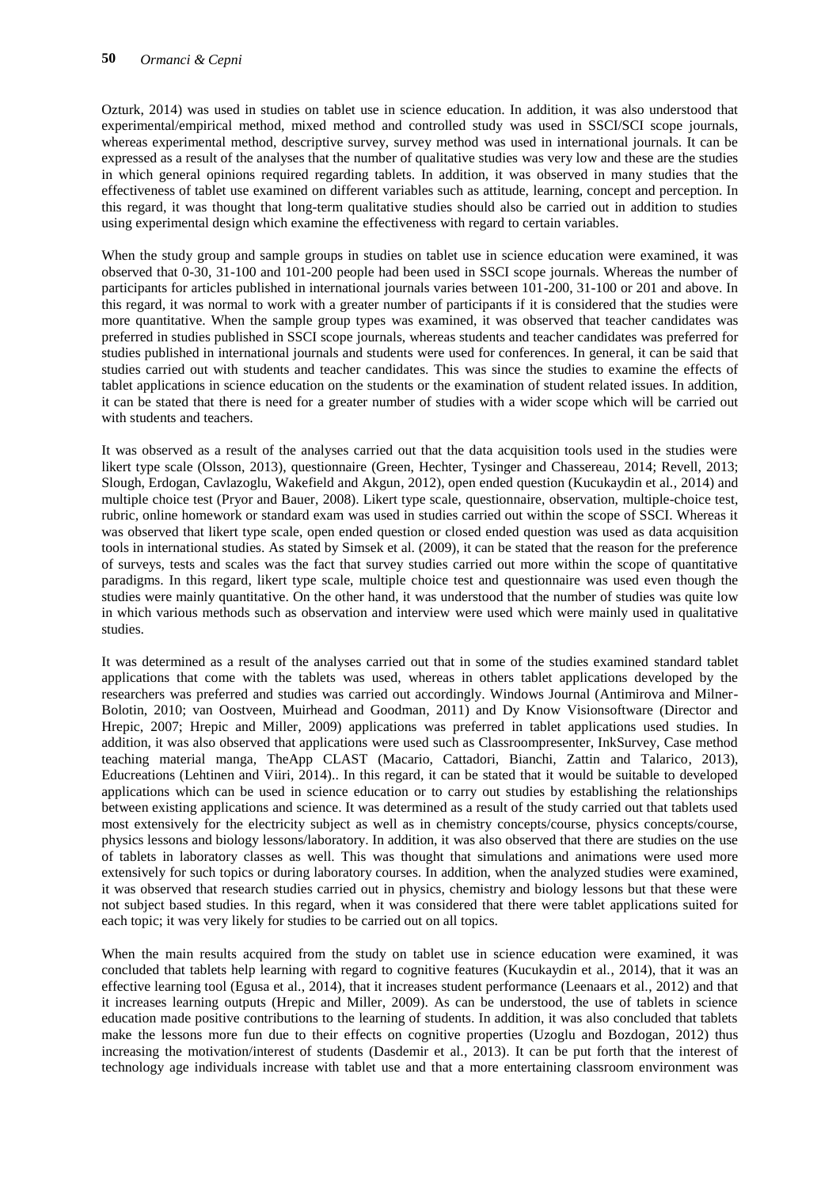Ozturk, 2014) was used in studies on tablet use in science education. In addition, it was also understood that experimental/empirical method, mixed method and controlled study was used in SSCI/SCI scope journals, whereas experimental method, descriptive survey, survey method was used in international journals. It can be expressed as a result of the analyses that the number of qualitative studies was very low and these are the studies in which general opinions required regarding tablets. In addition, it was observed in many studies that the effectiveness of tablet use examined on different variables such as attitude, learning, concept and perception. In this regard, it was thought that long-term qualitative studies should also be carried out in addition to studies using experimental design which examine the effectiveness with regard to certain variables.

When the study group and sample groups in studies on tablet use in science education were examined, it was observed that 0-30, 31-100 and 101-200 people had been used in SSCI scope journals. Whereas the number of participants for articles published in international journals varies between 101-200, 31-100 or 201 and above. In this regard, it was normal to work with a greater number of participants if it is considered that the studies were more quantitative. When the sample group types was examined, it was observed that teacher candidates was preferred in studies published in SSCI scope journals, whereas students and teacher candidates was preferred for studies published in international journals and students were used for conferences. In general, it can be said that studies carried out with students and teacher candidates. This was since the studies to examine the effects of tablet applications in science education on the students or the examination of student related issues. In addition, it can be stated that there is need for a greater number of studies with a wider scope which will be carried out with students and teachers.

It was observed as a result of the analyses carried out that the data acquisition tools used in the studies were likert type scale (Olsson, 2013), questionnaire (Green, Hechter, Tysinger and Chassereau, 2014; Revell, 2013; Slough, Erdogan, Cavlazoglu, Wakefield and Akgun, 2012), open ended question (Kucukaydin et al., 2014) and multiple choice test (Pryor and Bauer, 2008). Likert type scale, questionnaire, observation, multiple-choice test, rubric, online homework or standard exam was used in studies carried out within the scope of SSCI. Whereas it was observed that likert type scale, open ended question or closed ended question was used as data acquisition tools in international studies. As stated by Simsek et al. (2009), it can be stated that the reason for the preference of surveys, tests and scales was the fact that survey studies carried out more within the scope of quantitative paradigms. In this regard, likert type scale, multiple choice test and questionnaire was used even though the studies were mainly quantitative. On the other hand, it was understood that the number of studies was quite low in which various methods such as observation and interview were used which were mainly used in qualitative studies.

It was determined as a result of the analyses carried out that in some of the studies examined standard tablet applications that come with the tablets was used, whereas in others tablet applications developed by the researchers was preferred and studies was carried out accordingly. Windows Journal (Antimirova and Milner-Bolotin, 2010; van Oostveen, Muirhead and Goodman, 2011) and Dy Know Visionsoftware (Director and Hrepic, 2007; Hrepic and Miller, 2009) applications was preferred in tablet applications used studies. In addition, it was also observed that applications were used such as Classroompresenter, InkSurvey, Case method teaching material manga, TheApp CLAST (Macario, Cattadori, Bianchi, Zattin and Talarico, 2013), Educreations (Lehtinen and Viiri, 2014).. In this regard, it can be stated that it would be suitable to developed applications which can be used in science education or to carry out studies by establishing the relationships between existing applications and science. It was determined as a result of the study carried out that tablets used most extensively for the electricity subject as well as in chemistry concepts/course, physics concepts/course, physics lessons and biology lessons/laboratory. In addition, it was also observed that there are studies on the use of tablets in laboratory classes as well. This was thought that simulations and animations were used more extensively for such topics or during laboratory courses. In addition, when the analyzed studies were examined, it was observed that research studies carried out in physics, chemistry and biology lessons but that these were not subject based studies. In this regard, when it was considered that there were tablet applications suited for each topic; it was very likely for studies to be carried out on all topics.

When the main results acquired from the study on tablet use in science education were examined, it was concluded that tablets help learning with regard to cognitive features (Kucukaydin et al., 2014), that it was an effective learning tool (Egusa et al., 2014), that it increases student performance (Leenaars et al., 2012) and that it increases learning outputs (Hrepic and Miller, 2009). As can be understood, the use of tablets in science education made positive contributions to the learning of students. In addition, it was also concluded that tablets make the lessons more fun due to their effects on cognitive properties (Uzoglu and Bozdogan, 2012) thus increasing the motivation/interest of students (Dasdemir et al., 2013). It can be put forth that the interest of technology age individuals increase with tablet use and that a more entertaining classroom environment was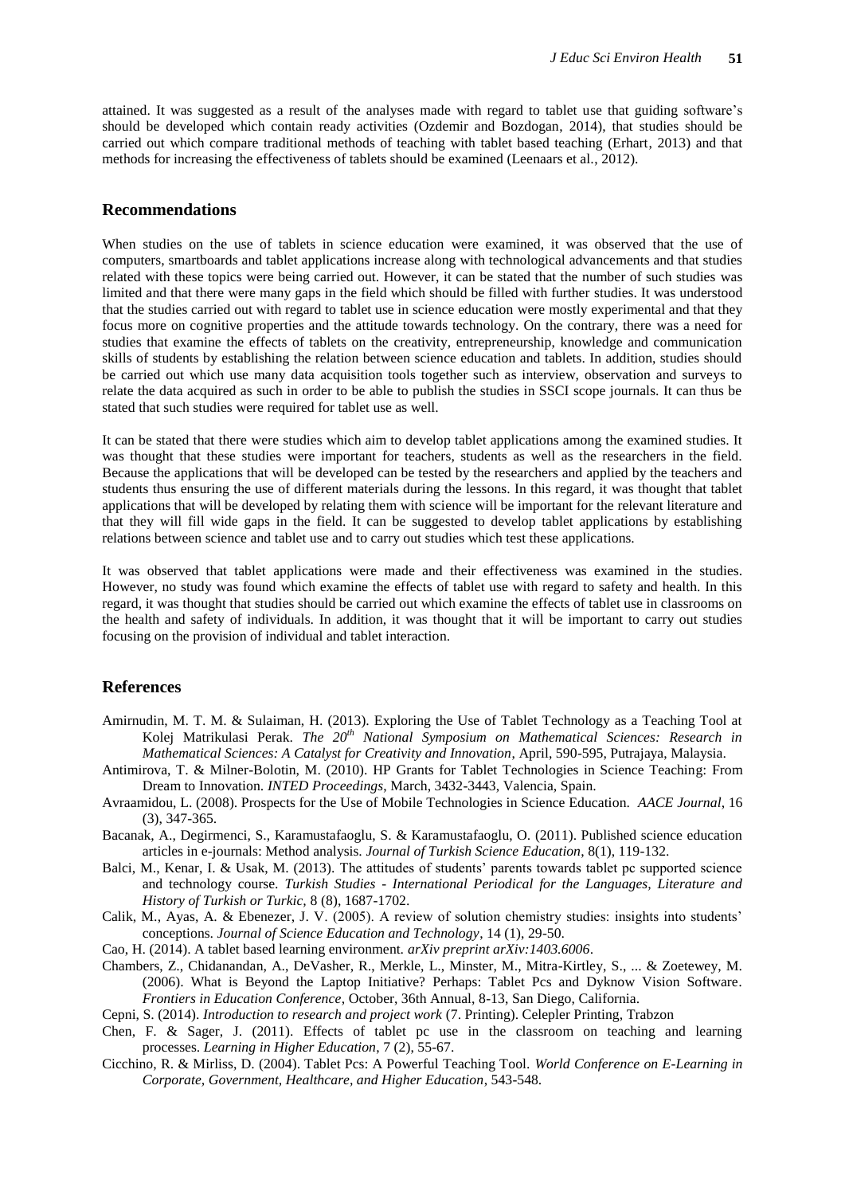attained. It was suggested as a result of the analyses made with regard to tablet use that guiding software's should be developed which contain ready activities (Ozdemir and Bozdogan, 2014), that studies should be carried out which compare traditional methods of teaching with tablet based teaching (Erhart, 2013) and that methods for increasing the effectiveness of tablets should be examined (Leenaars et al., 2012).

## Recommendations

When studies on the use of tablets in science education were examined, it was observed that the use of computers, smartboards and tablet applications increase along with technological advancements and that studies related with these topics were being carried out. However, it can be stated that the number of such studies was limited and that there were many gaps in the field which should be filled with further studies. It was understood that the studies carried out with regard to tablet use in science education were mostly experimental and that they focus more on cognitive properties and the attitude towards technology. On the contrary, there was a need for studies that examine the effects of tablets on the creativity, entrepreneurship, knowledge and communication skills of students by establishing the relation between science education and tablets. In addition, studies should be carried out which use many data acquisition tools together such as interview, observation and surveys to relate the data acquired as such in order to be able to publish the studies in SSCI scope journals. It can thus be stated that such studies were required for tablet use as well.

It can be stated that there were studies which aim to develop tablet applications among the examined studies. It was thought that these studies were important for teachers, students as well as the researchers in the field. Because the applications that will be developed can be tested by the researchers and applied by the teachers and students thus ensuring the use of different materials during the lessons. In this regard, it was thought that tablet applications that will be developed by relating them with science will be important for the relevant literature and that they will fill wide gaps in the field. It can be suggested to develop tablet applications by establishing relations between science and tablet use and to carry out studies which test these applications.

It was observed that tablet applications were made and their effectiveness was examined in the studies. However, no study was found which examine the effects of tablet use with regard to safety and health. In this regard, it was thought that studies should be carried out which examine the effects of tablet use in classrooms on the health and safety of individuals. In addition, it was thought that it will be important to carry out studies focusing on the provision of individual and tablet interaction.

## References

Amirnudin, M. T. M. & Sulaiman, H. (2013). Exploring the Use of Tablet Technology as a Teaching Tool at Kolej Matrikulasi Perak. *The 20th National Symposium on Mathematical Sciences: Research in Mathematical Sciences: A Catalyst for Creativity and Innovation*, April, 590-595, Putrajaya, Malaysia.

Antimirova, T. & Milner-Bolotin, M. (2010). HP Grants for Tablet Technologies in Science Teaching: From Dream to Innovation. *INTED Proceedings*, March, 3432-3443, Valencia, Spain.

Avraamidou, L. (2008). Prospects for the Use of Mobile Technologies in Science Education. *AACE Journal*, 16 (3), 347-365.

Bacanak, A., Degirmenci, S., Karamustafaoglu, S. & Karamustafaoglu, O. (2011). Published science education articles in e-journals: Method analysis. *Journal of Turkish Science Education*, 8(1), 119-132.

Balci, M., Kenar, I. & Usak, M. (2013). The attitudes of students' parents towards tablet pc supported science and technology course. *Turkish Studies - International Periodical for the Languages, Literature and History of Turkish or Turkic*, 8 (8), 1687-1702.

Calik, M., Ayas, A. & Ebenezer, J. V. (2005). A review of solution chemistry studies: insights into students' conceptions. *Journal of Science Education and Technology*, 14 (1), 29-50.

Cao, H. (2014). A tablet based learning environment. *arXiv preprint arXiv:1403.6006*.

Chambers, Z., Chidanandan, A., DeVasher, R., Merkle, L., Minster, M., Mitra-Kirtley, S., ... & Zoetewey, M. (2006). What is Beyond the Laptop Initiative? Perhaps: Tablet Pcs and Dyknow Vision Software. *Frontiers in Education Conference*, October, 36th Annual, 8-13, San Diego, California.

Cepni, S. (2014). *Introduction to research and project work* (7. Printing). Celepler Printing, Trabzon

Chen, F. & Sager, J. (2011). Effects of tablet pc use in the classroom on teaching and learning processes. *Learning in Higher Education*, 7 (2), 55-67.

Cicchino, R. & Mirliss, D. (2004). Tablet Pcs: A Powerful Teaching Tool. *World Conference on E-Learning in Corporate, Government, Healthcare, and Higher Education*, 543-548.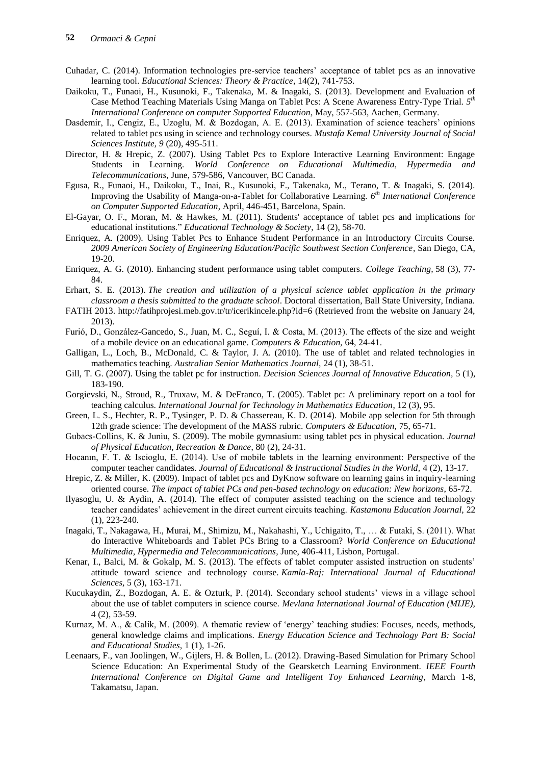Cuhadar, C. (2014). Information technologies pre-service teachers' acceptance of tablet pcs as an innovative learning tool. *Educational Sciences: Theory & Practice*, 14(2), 741-753.

Daikoku, T., Funaoi, H., Kusunoki, F., Takenaka, M. & Inagaki, S. (2013). Development and Evaluation of Case Method Teaching Materials Using Manga on Tablet Pcs: A Scene Awareness Entry-Type Trial. *5th International Conference on computer Supported Education*, May, 557-563, Aachen, Germany.

Dasdemir, I., Cengiz, E., Uzoglu, M. & Bozdogan, A. E. (2013). Examination of science teachers' opinions related to tablet pcs using in science and technology courses. *Mustafa Kemal University Journal of Social Sciences Institute, 9* (20), 495-511.

Director, H. & Hrepic, Z. (2007). Using Tablet Pcs to Explore Interactive Learning Environment: Engage Students in Learning. *World Conference on Educational Multimedia, Hypermedia and Telecommunications*, June, 579-586, Vancouver, BC Canada.

Egusa, R., Funaoi, H., Daikoku, T., Inai, R., Kusunoki, F., Takenaka, M., Terano, T. & Inagaki, S. (2014). Improving the Usability of Manga-on-a-Tablet for Collaborative Learning. *6th International Conference on Computer Supported Education*, April, 446-451, Barcelona, Spain.

El-Gayar, O. F., Moran, M. & Hawkes, M. (2011). Students' acceptance of tablet pcs and implications for educational institutions." *Educational Technology & Society*, 14 (2), 58-70.

Enriquez, A. (2009). Using Tablet Pcs to Enhance Student Performance in an Introductory Circuits Course. *2009 American Society of Engineering Education/Pacific Southwest Section Conference*, San Diego, CA, 19-20.

Enriquez, A. G. (2010). Enhancing student performance using tablet computers. *College Teaching,* 58 (3), 77-84.

Erhart, S. E. (2013). *The creation and utilization of a physical science tablet application in the primary classroom a thesis submitted to the graduate school*. Doctoral dissertation, Ball State University, Indiana.

FATIH 2013. http://fatihprojesi.meb.gov.tr/tr/icerikincele.php?id=6 (Retrieved from the website on January 24, 2013).

Furió, D., González-Gancedo, S., Juan, M. C., Seguí, I. & Costa, M. (2013). The effects of the size and weight of a mobile device on an educational game. *Computers & Education,* 64, 24-41.

Galligan, L., Loch, B., McDonald, C. & Taylor, J. A. (2010). The use of tablet and related technologies in mathematics teaching. *Australian Senior Mathematics Journal*, 24 (1), 38-51.

Gill, T. G. (2007). Using the tablet pc for instruction. *Decision Sciences Journal of Innovative Education,* 5 (1), 183-190.

Gorgievski, N., Stroud, R., Truxaw, M. & DeFranco, T. (2005). Tablet pc: A preliminary report on a tool for teaching calculus. *International Journal for Technology in Mathematics Education*, 12 (3), 95.

Green, L. S., Hechter, R. P., Tysinger, P. D. & Chassereau, K. D. (2014). Mobile app selection for 5th through 12th grade science: The development of the MASS rubric. *Computers & Education,* 75, 65-71.

Gubacs-Collins, K. & Juniu, S. (2009). The mobile gymnasium: using tablet pcs in physical education. *Journal of Physical Education, Recreation & Dance,* 80 (2), 24-31.

Hocanın, F. T. & Iscioglu, E. (2014). Use of mobile tablets in the learning environment: Perspective of the computer teacher candidates. *Journal of Educational & Instructional Studies in the World,* 4 (2), 13-17.

Hrepic, Z. & Miller, K. (2009). Impact of tablet pcs and DyKnow software on learning gains in inquiry-learning oriented course. *The impact of tablet PCs and pen-based technology on education: New horizons*, 65-72.

Ilyasoglu, U. & Aydin, A. (2014). The effect of computer assisted teaching on the science and technology teacher candidates' achievement in the direct current circuits teaching. *Kastamonu Education Journal,* 22 (1), 223-240.

Inagaki, T., Nakagawa, H., Murai, M., Shimizu, M., Nakahashi, Y., Uchigaito, T., … & Futaki, S. (2011). What do Interactive Whiteboards and Tablet PCs Bring to a Classroom? *World Conference on Educational Multimedia, Hypermedia and Telecommunications*, June, 406-411, Lisbon, Portugal.

Kenar, I., Balci, M. & Gokalp, M. S. (2013). The effects of tablet computer assisted instruction on students' attitude toward science and technology course. *Kamla-Raj: International Journal of Educational Sciences,* 5 (3), 163-171.

Kucukaydin, Z., Bozdogan, A. E. & Ozturk, P. (2014). Secondary school students' views in a village school about the use of tablet computers in science course. *Mevlana International Journal of Education (MIJE),* 4 (2), 53-59.

Kurnaz, M. A., & Calik, M. (2009). A thematic review of 'energy' teaching studies: Focuses, needs, methods, general knowledge claims and implications. *Energy Education Science and Technology Part B: Social and Educational Studies*, 1 (1), 1-26.

Leenaars, F., van Joolingen, W., Gijlers, H. & Bollen, L. (2012). Drawing-Based Simulation for Primary School Science Education: An Experimental Study of the Gearsketch Learning Environment. *IEEE Fourth International Conference on Digital Game and Intelligent Toy Enhanced Learning*, March 1-8, Takamatsu, Japan.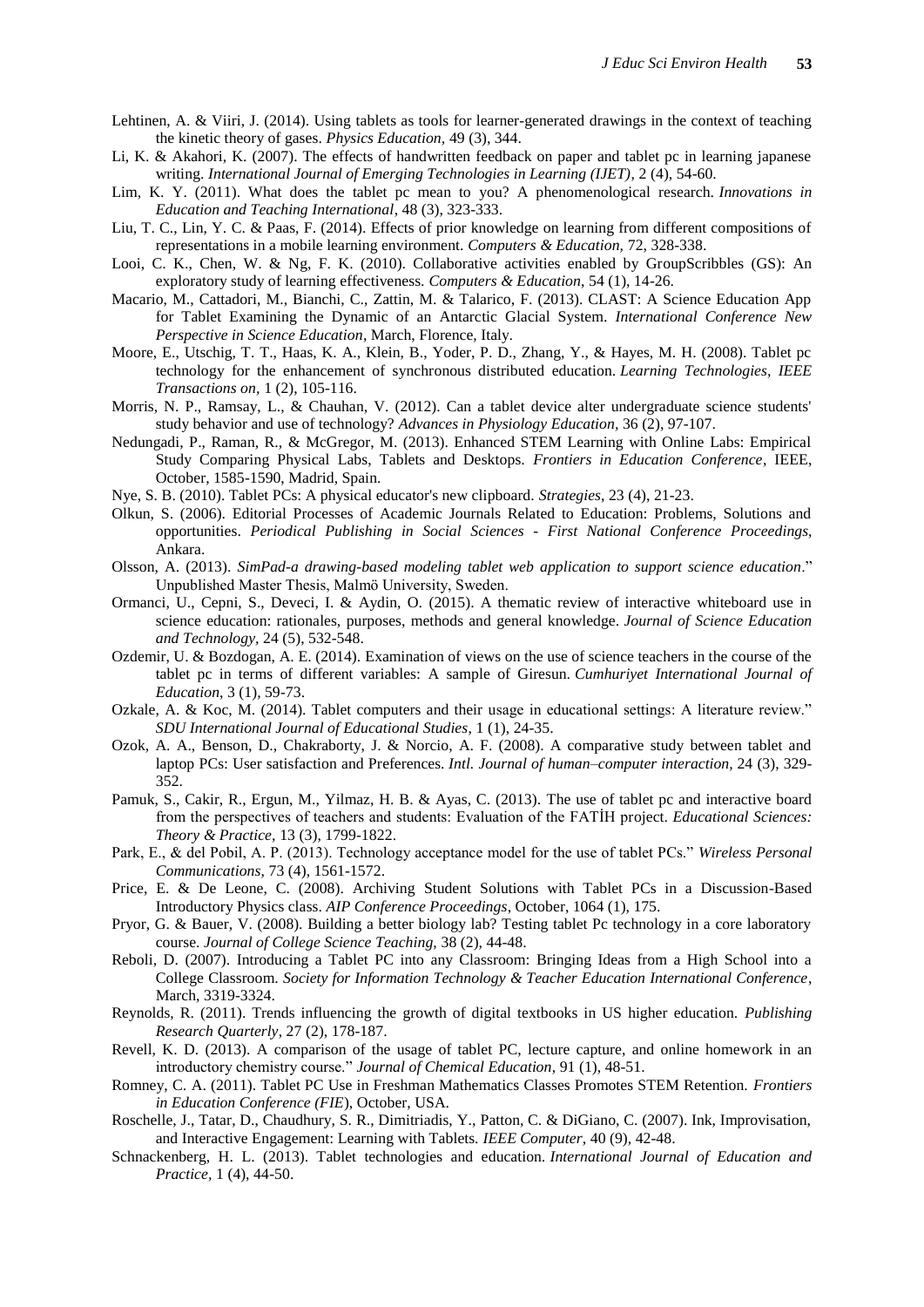Lehtinen, A. & Viiri, J. (2014). Using tablets as tools for learner-generated drawings in the context of teaching the kinetic theory of gases. *Physics Education,* 49 (3), 344.

Li, K. & Akahori, K. (2007). The effects of handwritten feedback on paper and tablet pc in learning japanese writing. *International Journal of Emerging Technologies in Learning (IJET),* 2 (4), 54-60.

Lim, K. Y. (2011). What does the tablet pc mean to you? A phenomenological research. *Innovations in Education and Teaching International*, 48 (3), 323-333.

Liu, T. C., Lin, Y. C. & Paas, F. (2014). Effects of prior knowledge on learning from different compositions of representations in a mobile learning environment. *Computers & Education,* 72, 328-338.

Looi, C. K., Chen, W. & Ng, F. K. (2010). Collaborative activities enabled by GroupScribbles (GS): An exploratory study of learning effectiveness. *Computers & Education*, 54 (1), 14-26.

Macario, M., Cattadori, M., Bianchi, C., Zattin, M. & Talarico, F. (2013). CLAST: A Science Education App for Tablet Examining the Dynamic of an Antarctic Glacial System. *International Conference New Perspective in Science Education*, March, Florence, Italy.

Moore, E., Utschig, T. T., Haas, K. A., Klein, B., Yoder, P. D., Zhang, Y., & Hayes, M. H. (2008). Tablet pc technology for the enhancement of synchronous distributed education. *Learning Technologies, IEEE Transactions on,* 1 (2), 105-116.

Morris, N. P., Ramsay, L., & Chauhan, V. (2012). Can a tablet device alter undergraduate science students' study behavior and use of technology? *Advances in Physiology Education,* 36 (2), 97-107.

Nedungadi, P., Raman, R., & McGregor, M. (2013). Enhanced STEM Learning with Online Labs: Empirical Study Comparing Physical Labs, Tablets and Desktops. *Frontiers in Education Conference*, IEEE, October, 1585-1590, Madrid, Spain.

Nye, S. B. (2010). Tablet PCs: A physical educator's new clipboard. *Strategies*, 23 (4), 21-23.

Olkun, S. (2006). Editorial Processes of Academic Journals Related to Education: Problems, Solutions and opportunities. *Periodical Publishing in Social Sciences - First National Conference Proceedings*, Ankara.

Olsson, A. (2013). *SimPad-a drawing-based modeling tablet web application to support science education*." Unpublished Master Thesis, Malmö University, Sweden.

Ormanci, U., Cepni, S., Deveci, I. & Aydin, O. (2015). A thematic review of interactive whiteboard use in science education: rationales, purposes, methods and general knowledge. *Journal of Science Education and Technology,* 24 (5), 532-548.

Ozdemir, U. & Bozdogan, A. E. (2014). Examination of views on the use of science teachers in the course of the tablet pc in terms of different variables: A sample of Giresun. *Cumhuriyet International Journal of Education*, 3 (1), 59-73.

Ozkale, A. & Koc, M. (2014). Tablet computers and their usage in educational settings: A literature review." *SDU International Journal of Educational Studies*, 1 (1), 24-35.

Ozok, A. A., Benson, D., Chakraborty, J. & Norcio, A. F. (2008). A comparative study between tablet and laptop PCs: User satisfaction and Preferences. *Intl. Journal of human–computer interaction,* 24 (3), 329-352.

Pamuk, S., Cakir, R., Ergun, M., Yilmaz, H. B. & Ayas, C. (2013). The use of tablet pc and interactive board from the perspectives of teachers and students: Evaluation of the FATİH project. *Educational Sciences: Theory & Practice,* 13 (3), 1799-1822.

Park, E., & del Pobil, A. P. (2013). Technology acceptance model for the use of tablet PCs." *Wireless Personal Communications,* 73 (4), 1561-1572.

Price, E. & De Leone, C. (2008). Archiving Student Solutions with Tablet PCs in a Discussion-Based Introductory Physics class. *AIP Conference Proceedings*, October, 1064 (1), 175.

Pryor, G. & Bauer, V. (2008). Building a better biology lab? Testing tablet Pc technology in a core laboratory course. *Journal of College Science Teaching,* 38 (2), 44-48.

Reboli, D. (2007). Introducing a Tablet PC into any Classroom: Bringing Ideas from a High School into a College Classroom. *Society for Information Technology & Teacher Education International Conference*, March, 3319-3324.

Reynolds, R. (2011). Trends influencing the growth of digital textbooks in US higher education. *Publishing Research Quarterly*, 27 (2), 178-187.

Revell, K. D. (2013). A comparison of the usage of tablet PC, lecture capture, and online homework in an introductory chemistry course." *Journal of Chemical Education*, 91 (1), 48-51.

Romney, C. A. (2011). Tablet PC Use in Freshman Mathematics Classes Promotes STEM Retention. *Frontiers in Education Conference (FIE*), October, USA.

Roschelle, J., Tatar, D., Chaudhury, S. R., Dimitriadis, Y., Patton, C. & DiGiano, C. (2007). Ink, Improvisation, and Interactive Engagement: Learning with Tablets. *IEEE Computer*, 40 (9), 42-48.

Schnackenberg, H. L. (2013). Tablet technologies and education. *International Journal of Education and Practice*, 1 (4), 44-50.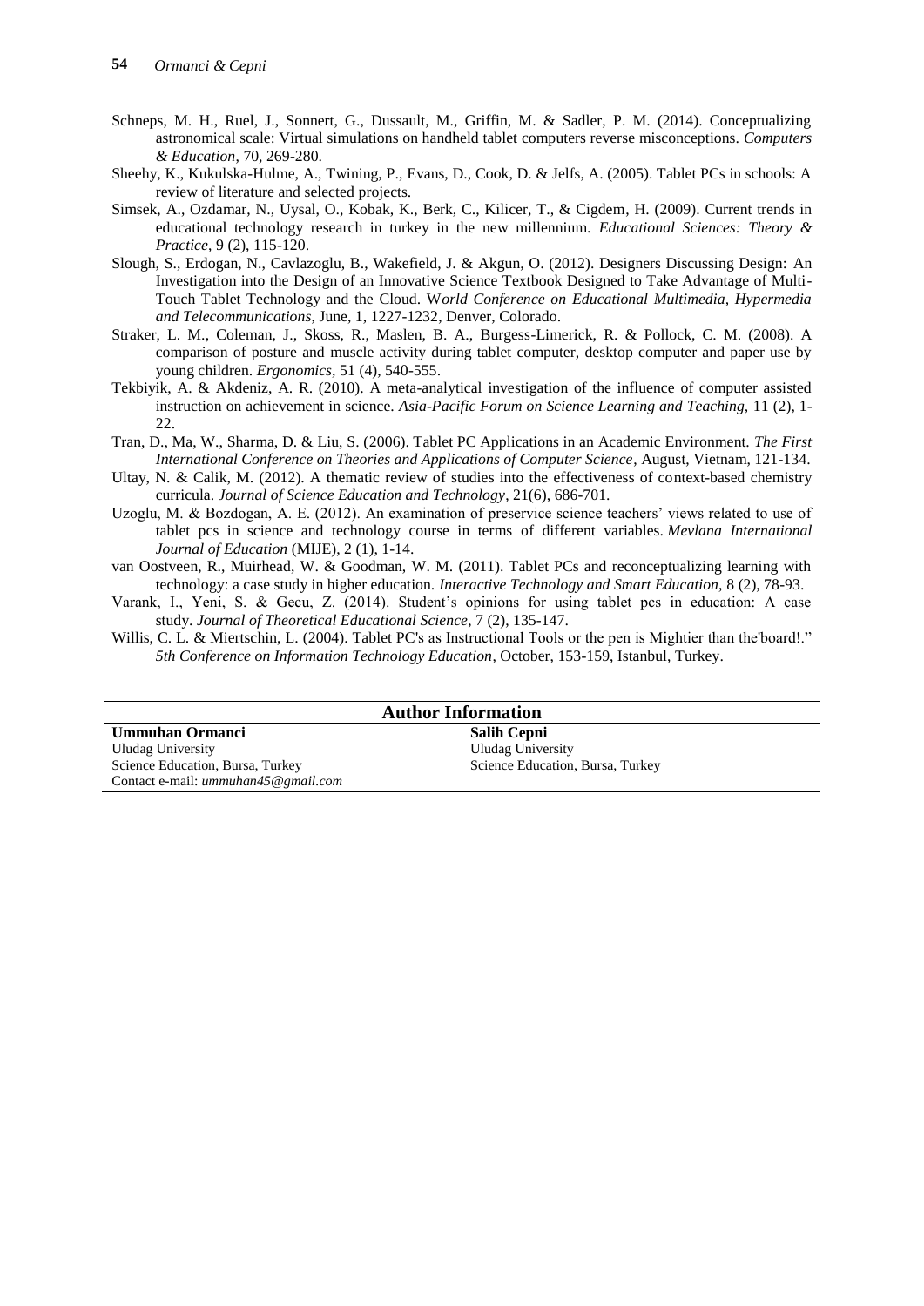Schneps, M. H., Ruel, J., Sonnert, G., Dussault, M., Griffin, M. & Sadler, P. M. (2014). Conceptualizing astronomical scale: Virtual simulations on handheld tablet computers reverse misconceptions. *Computers & Education*, 70, 269-280.

Sheehy, K., Kukulska-Hulme, A., Twining, P., Evans, D., Cook, D. & Jelfs, A. (2005). Tablet PCs in schools: A review of literature and selected projects.

Simsek, A., Ozdamar, N., Uysal, O., Kobak, K., Berk, C., Kilicer, T., & Cigdem, H. (2009). Current trends in educational technology research in turkey in the new millennium. *Educational Sciences: Theory & Practice*, 9 (2), 115-120.

Slough, S., Erdogan, N., Cavlazoglu, B., Wakefield, J. & Akgun, O. (2012). Designers Discussing Design: An Investigation into the Design of an Innovative Science Textbook Designed to Take Advantage of Multi-Touch Tablet Technology and the Cloud. W*orld Conference on Educational Multimedia, Hypermedia and Telecommunications*, June, 1, 1227-1232, Denver, Colorado.

Straker, L. M., Coleman, J., Skoss, R., Maslen, B. A., Burgess-Limerick, R. & Pollock, C. M. (2008). A comparison of posture and muscle activity during tablet computer, desktop computer and paper use by young children. *Ergonomics*, 51 (4), 540-555.

Tekbiyik, A. & Akdeniz, A. R. (2010). A meta-analytical investigation of the influence of computer assisted instruction on achievement in science. *Asia-Pacific Forum on Science Learning and Teaching*, 11 (2), 1-22.

Tran, D., Ma, W., Sharma, D. & Liu, S. (2006). Tablet PC Applications in an Academic Environment. *The First International Conference on Theories and Applications of Computer Science*, August, Vietnam, 121-134.

Ultay, N. & Calik, M. (2012). A thematic review of studies into the effectiveness of context-based chemistry curricula. *Journal of Science Education and Technology*, 21(6), 686-701.

Uzoglu, M. & Bozdogan, A. E. (2012). An examination of preservice science teachers' views related to use of tablet pcs in science and technology course in terms of different variables. *Mevlana International Journal of Education* (MIJE), 2 (1), 1-14.

van Oostveen, R., Muirhead, W. & Goodman, W. M. (2011). Tablet PCs and reconceptualizing learning with technology: a case study in higher education. *Interactive Technology and Smart Education*, 8 (2), 78-93.

Varank, I., Yeni, S. & Gecu, Z. (2014). Student's opinions for using tablet pcs in education: A case study. *Journal of Theoretical Educational Science*, 7 (2), 135-147.

Willis, C. L. & Miertschin, L. (2004). Tablet PC's as Instructional Tools or the pen is Mightier than the'board!." *5th Conference on Information Technology Education*, October, 153-159, Istanbul, Turkey.

## Author Information

| | |
|---|---|
| **Ummuhan Ormanci** | **Salih Cepni** |
| Uludag University | Uludag University |
| Science Education, Bursa, Turkey | Science Education, Bursa, Turkey |
| Contact e-mail: *ummuhan45@gmail.com* | |